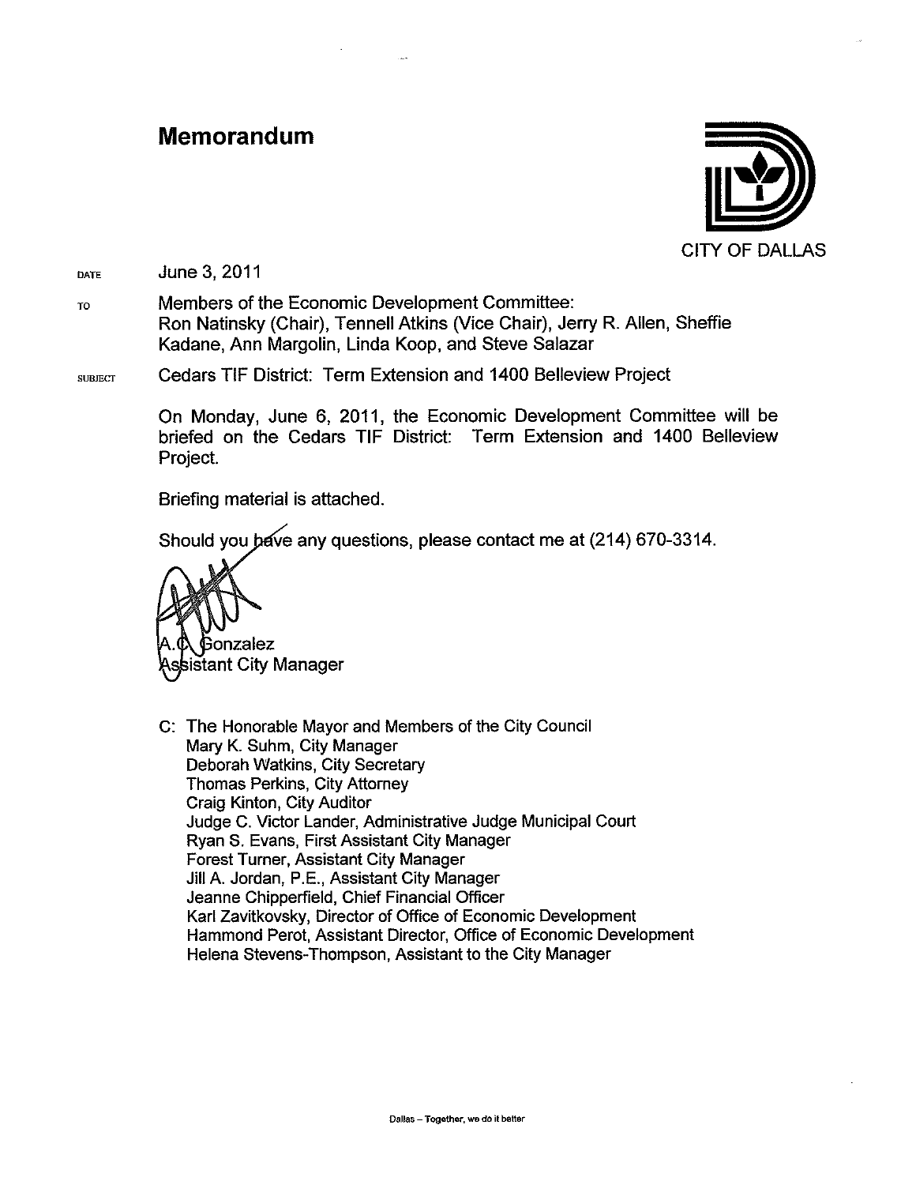# Memorandum

CITY OF DALLAS

DATE June 3, 2011

TO Members of the Economic Development Committee:
Ron Natinsky (Chair), Tennell Atkins (Vice Chair), Jerry R. Allen, Sheffie Kadane, Ann Margolin, Linda Koop, and Steve Salazar

SUBJECT Cedars TIF District: Term Extension and 1400 Belleview Project

On Monday, June 6, 2011, the Economic Development Committee will be briefed on the Cedars TIF District: Term Extension and 1400 Belleview Project.

Briefing material is attached.

Should you have any questions, please contact me at (214) 670-3314.

A.C. Gonzalez
Assistant City Manager

C: The Honorable Mayor and Members of the City Council
Mary K. Suhm, City Manager
Deborah Watkins, City Secretary
Thomas Perkins, City Attorney
Craig Kinton, City Auditor
Judge C. Victor Lander, Administrative Judge Municipal Court
Ryan S. Evans, First Assistant City Manager
Forest Turner, Assistant City Manager
Jill A. Jordan, P.E., Assistant City Manager
Jeanne Chipperfield, Chief Financial Officer
Karl Zavitkovsky, Director of Office of Economic Development
Hammond Perot, Assistant Director, Office of Economic Development
Helena Stevens-Thompson, Assistant to the City Manager

Dallas – Together, we do it better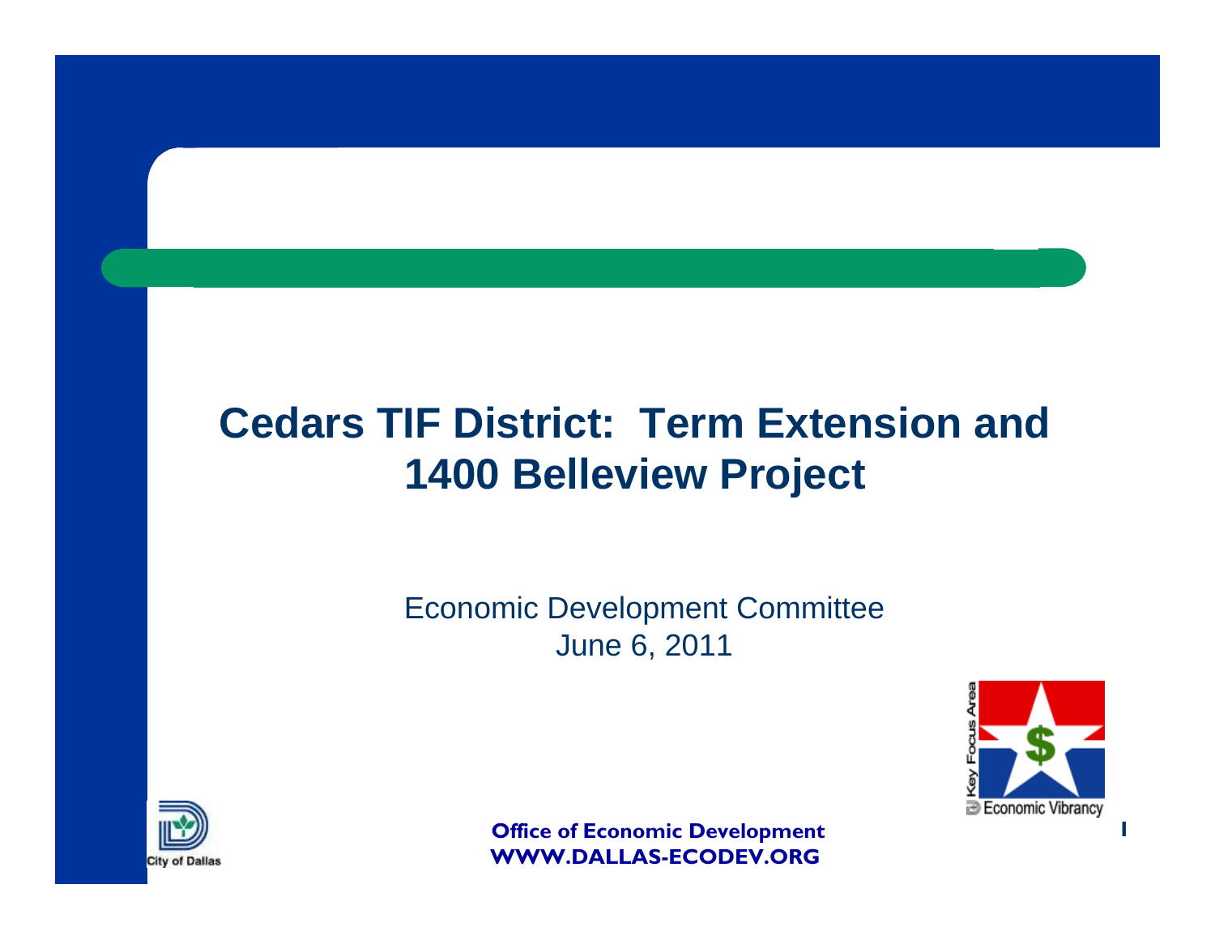# Cedars TIF District: Term Extension and 1400 Belleview Project

Economic Development Committee
June 6, 2011

**Office of Economic Development**
**WWW.DALLAS-ECODEV.ORG**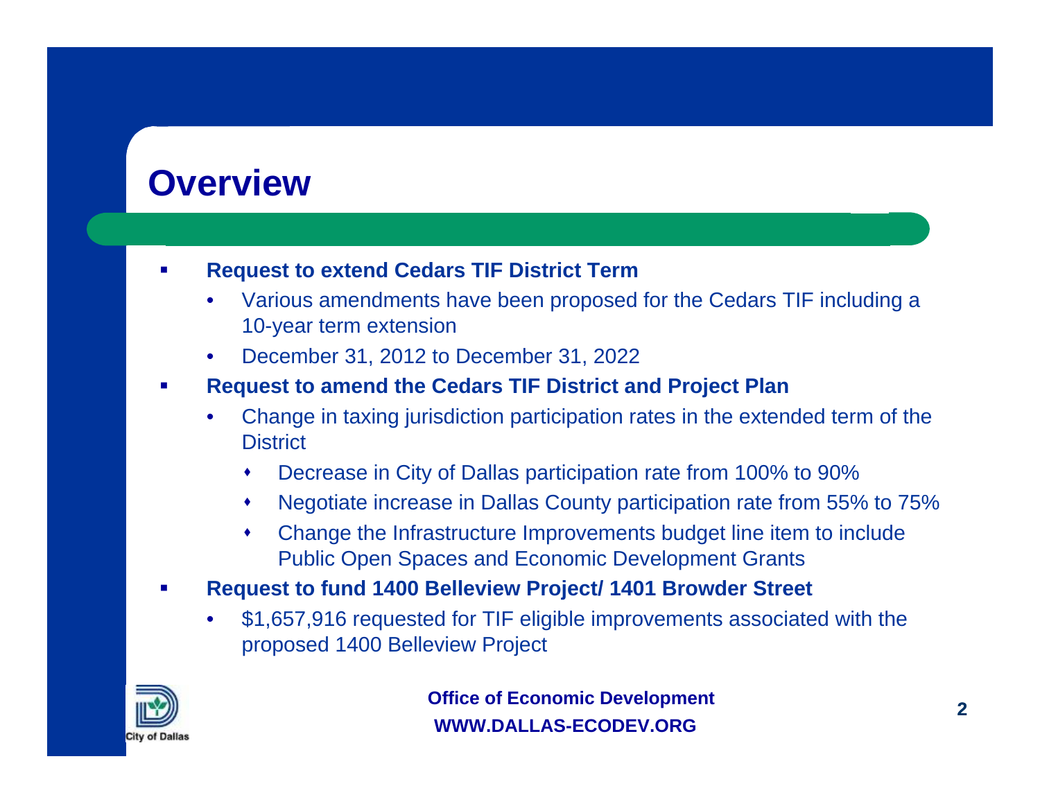# Overview

- **Request to extend Cedars TIF District Term**
  - Various amendments have been proposed for the Cedars TIF including a 10-year term extension
  - December 31, 2012 to December 31, 2022
- **Request to amend the Cedars TIF District and Project Plan**
  - Change in taxing jurisdiction participation rates in the extended term of the District
    - Decrease in City of Dallas participation rate from 100% to 90%
    - Negotiate increase in Dallas County participation rate from 55% to 75%
    - Change the Infrastructure Improvements budget line item to include Public Open Spaces and Economic Development Grants
- **Request to fund 1400 Belleview Project/ 1401 Browder Street**
  - $1,657,916 requested for TIF eligible improvements associated with the proposed 1400 Belleview Project

City of Dallas

**Office of Economic Development**
**WWW.DALLAS-ECODEV.ORG**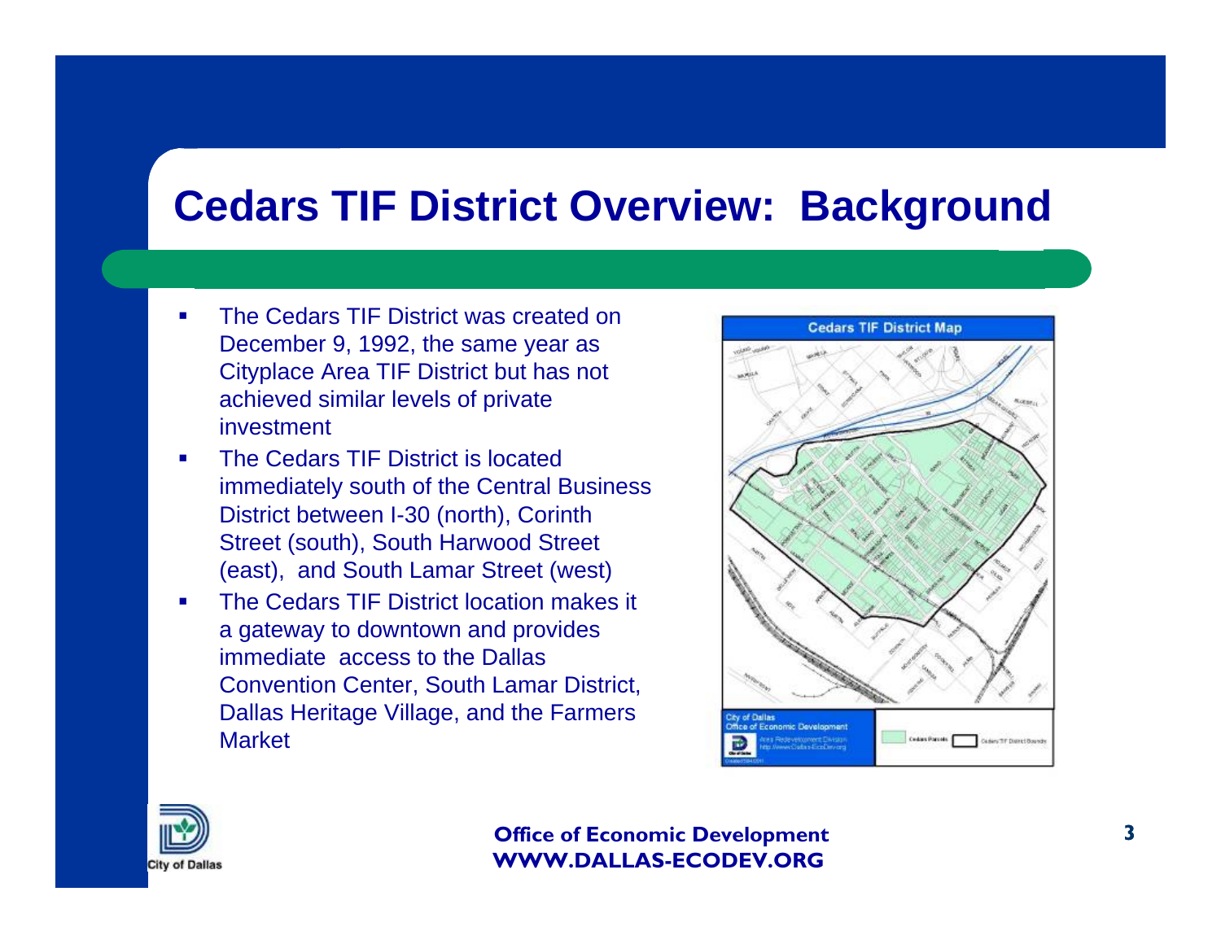# Cedars TIF District Overview: Background

- The Cedars TIF District was created on December 9, 1992, the same year as Cityplace Area TIF District but has not achieved similar levels of private investment
- The Cedars TIF District is located immediately south of the Central Business District between I-30 (north), Corinth Street (south), South Harwood Street (east), and South Lamar Street (west)
- The Cedars TIF District location makes it a gateway to downtown and provides immediate access to the Dallas Convention Center, South Lamar District, Dallas Heritage Village, and the Farmers Market

**Cedars TIF District Map**

City of Dallas
Office of Economic Development

Cedars Parcels | Cedars TIF District Boundary

**Office of Economic Development**
**WWW.DALLAS-ECODEV.ORG**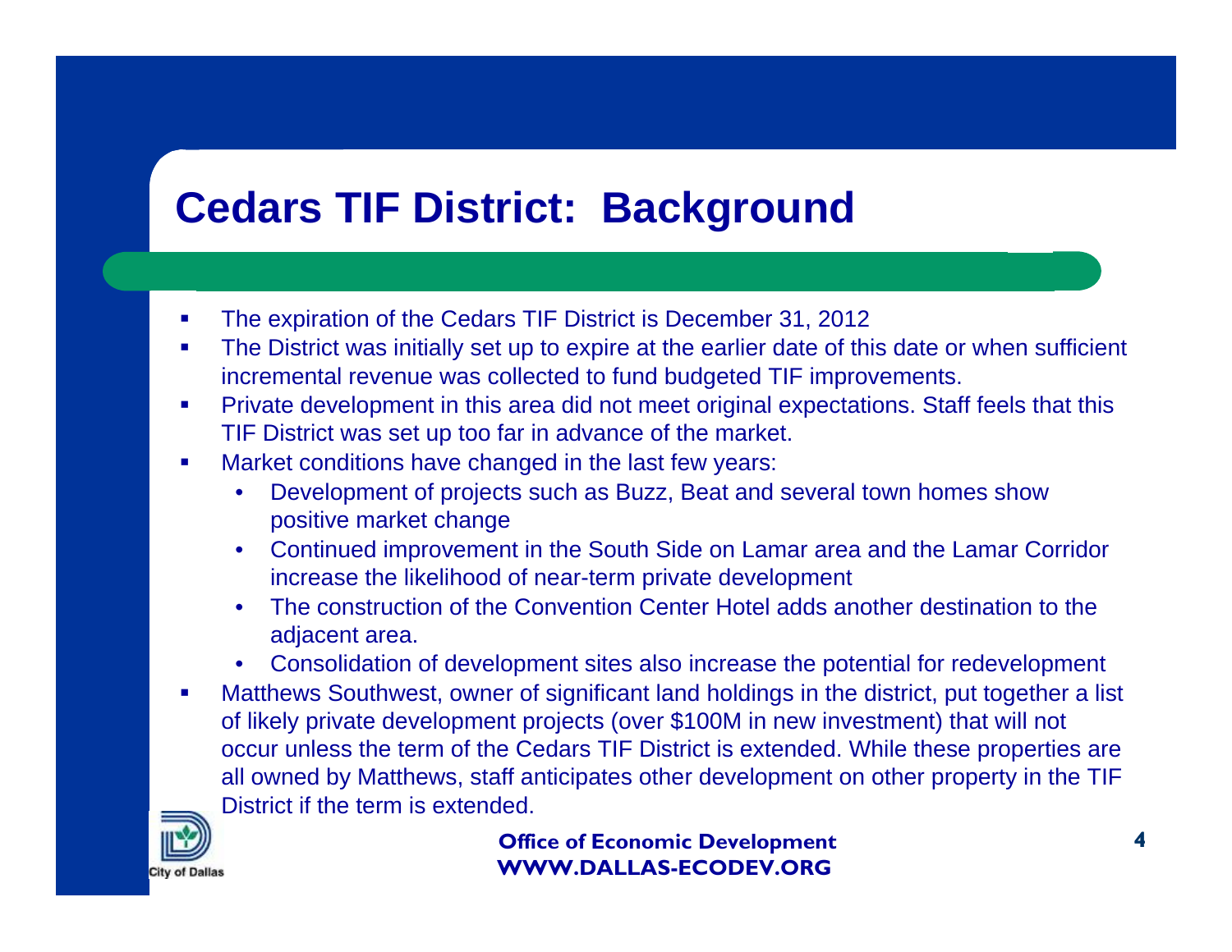# Cedars TIF District: Background

- The expiration of the Cedars TIF District is December 31, 2012
- The District was initially set up to expire at the earlier date of this date or when sufficient incremental revenue was collected to fund budgeted TIF improvements.
- Private development in this area did not meet original expectations. Staff feels that this TIF District was set up too far in advance of the market.
- Market conditions have changed in the last few years:
  - Development of projects such as Buzz, Beat and several town homes show positive market change
  - Continued improvement in the South Side on Lamar area and the Lamar Corridor increase the likelihood of near-term private development
  - The construction of the Convention Center Hotel adds another destination to the adjacent area.
  - Consolidation of development sites also increase the potential for redevelopment
- Matthews Southwest, owner of significant land holdings in the district, put together a list of likely private development projects (over $100M in new investment) that will not occur unless the term of the Cedars TIF District is extended. While these properties are all owned by Matthews, staff anticipates other development on other property in the TIF District if the term is extended.

**Office of Economic Development**
**WWW.DALLAS-ECODEV.ORG**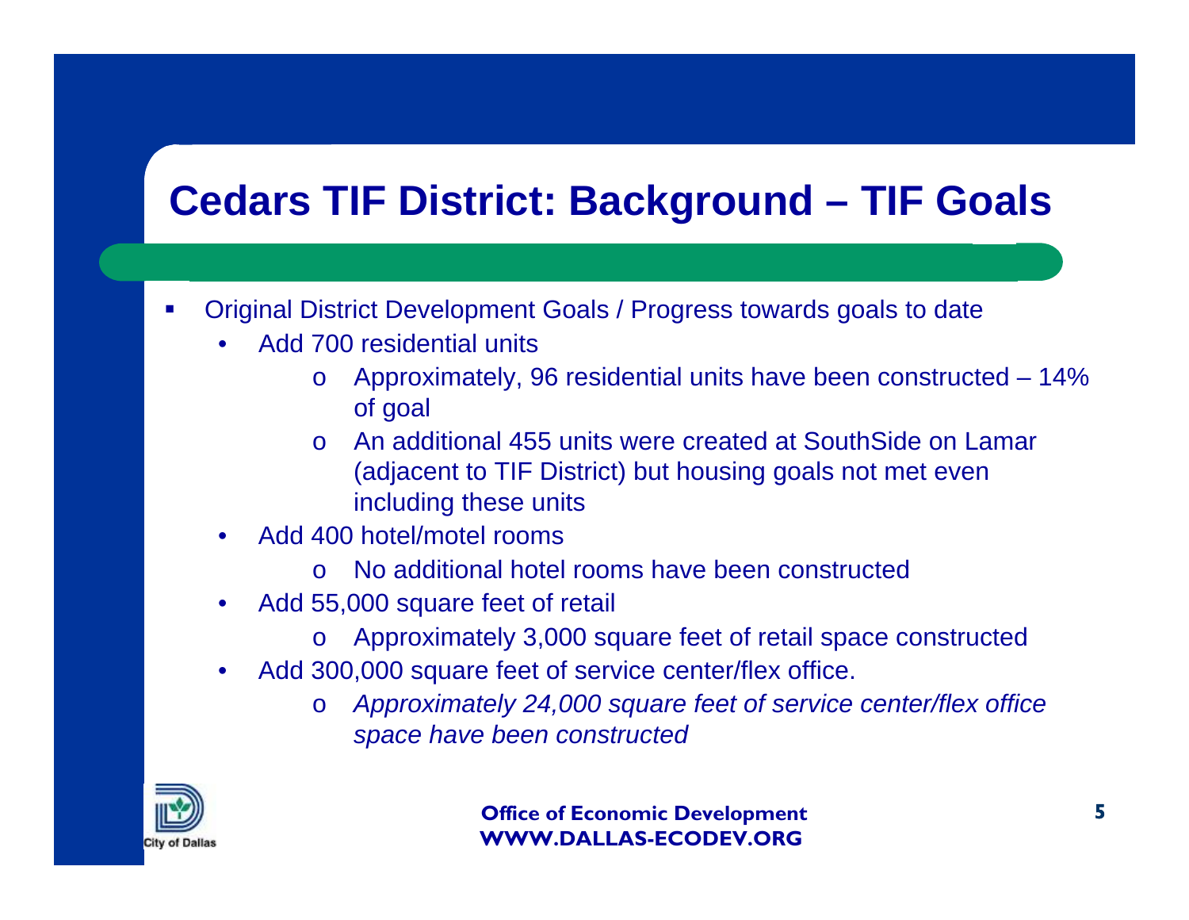# Cedars TIF District: Background – TIF Goals

- Original District Development Goals / Progress towards goals to date
  - Add 700 residential units
    - Approximately, 96 residential units have been constructed – 14% of goal
    - An additional 455 units were created at SouthSide on Lamar (adjacent to TIF District) but housing goals not met even including these units
  - Add 400 hotel/motel rooms
    - No additional hotel rooms have been constructed
  - Add 55,000 square feet of retail
    - Approximately 3,000 square feet of retail space constructed
  - Add 300,000 square feet of service center/flex office.
    - *Approximately 24,000 square feet of service center/flex office space have been constructed*

City of Dallas

**Office of Economic Development**
**WWW.DALLAS-ECODEV.ORG**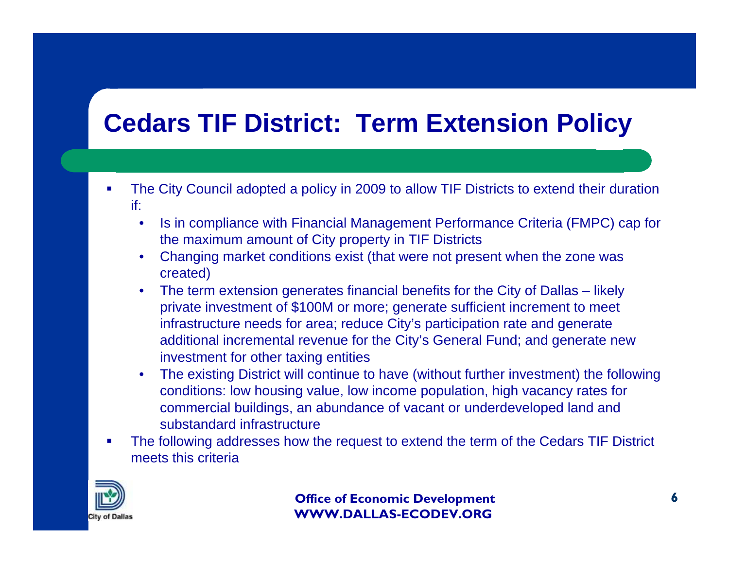# Cedars TIF District: Term Extension Policy

- The City Council adopted a policy in 2009 to allow TIF Districts to extend their duration if:
  - Is in compliance with Financial Management Performance Criteria (FMPC) cap for the maximum amount of City property in TIF Districts
  - Changing market conditions exist (that were not present when the zone was created)
  - The term extension generates financial benefits for the City of Dallas – likely private investment of $100M or more; generate sufficient increment to meet infrastructure needs for area; reduce City's participation rate and generate additional incremental revenue for the City's General Fund; and generate new investment for other taxing entities
  - The existing District will continue to have (without further investment) the following conditions: low housing value, low income population, high vacancy rates for commercial buildings, an abundance of vacant or underdeveloped land and substandard infrastructure
- The following addresses how the request to extend the term of the Cedars TIF District meets this criteria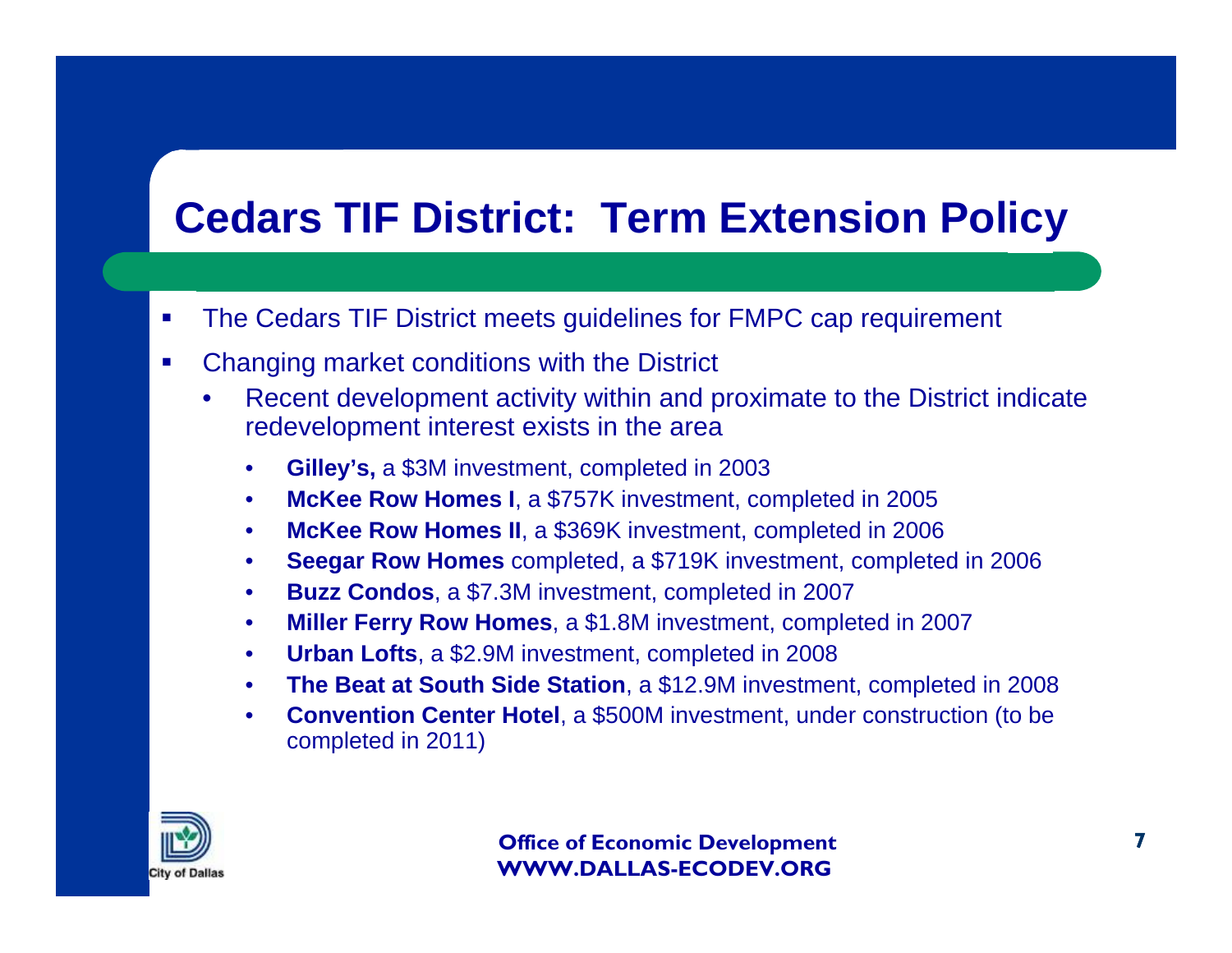# Cedars TIF District: Term Extension Policy

- The Cedars TIF District meets guidelines for FMPC cap requirement
- Changing market conditions with the District
  - Recent development activity within and proximate to the District indicate redevelopment interest exists in the area
    - **Gilley's,** a $3M investment, completed in 2003
    - **McKee Row Homes I**, a $757K investment, completed in 2005
    - **McKee Row Homes II**, a $369K investment, completed in 2006
    - **Seegar Row Homes** completed, a $719K investment, completed in 2006
    - **Buzz Condos**, a $7.3M investment, completed in 2007
    - **Miller Ferry Row Homes**, a $1.8M investment, completed in 2007
    - **Urban Lofts**, a $2.9M investment, completed in 2008
    - **The Beat at South Side Station**, a $12.9M investment, completed in 2008
    - **Convention Center Hotel**, a $500M investment, under construction (to be completed in 2011)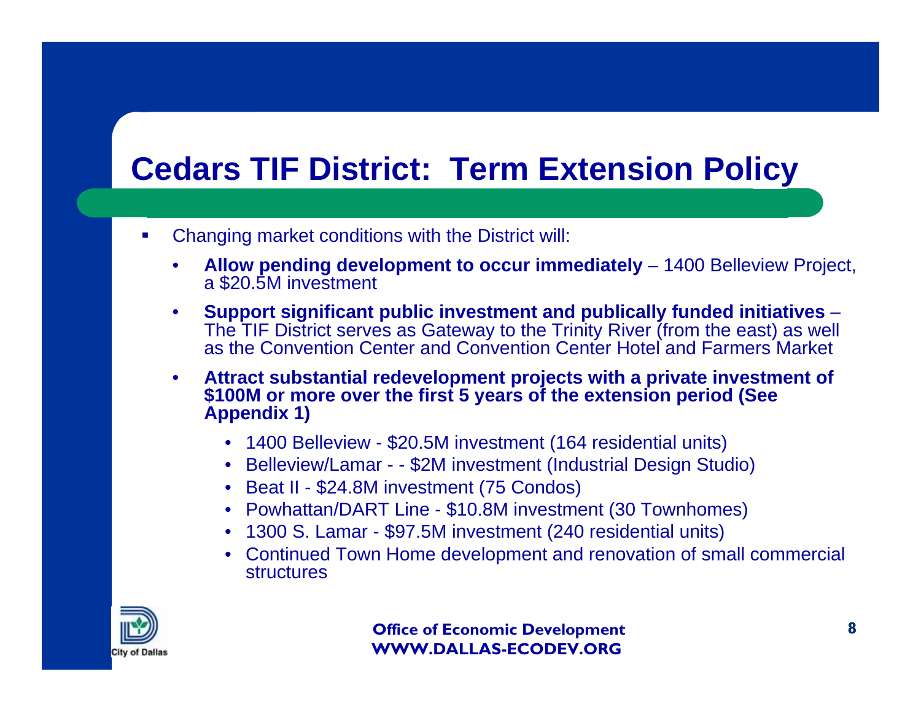# Cedars TIF District: Term Extension Policy

- Changing market conditions with the District will:
  - **Allow pending development to occur immediately** – 1400 Belleview Project, a $20.5M investment
  - **Support significant public investment and publically funded initiatives** – The TIF District serves as Gateway to the Trinity River (from the east) as well as the Convention Center and Convention Center Hotel and Farmers Market
  - **Attract substantial redevelopment projects with a private investment of $100M or more over the first 5 years of the extension period (See Appendix 1)**
    - 1400 Belleview - $20.5M investment (164 residential units)
    - Belleview/Lamar - - $2M investment (Industrial Design Studio)
    - Beat II - $24.8M investment (75 Condos)
    - Powhattan/DART Line - $10.8M investment (30 Townhomes)
    - 1300 S. Lamar - $97.5M investment (240 residential units)
    - Continued Town Home development and renovation of small commercial structures

Office of Economic Development
WWW.DALLAS-ECODEV.ORG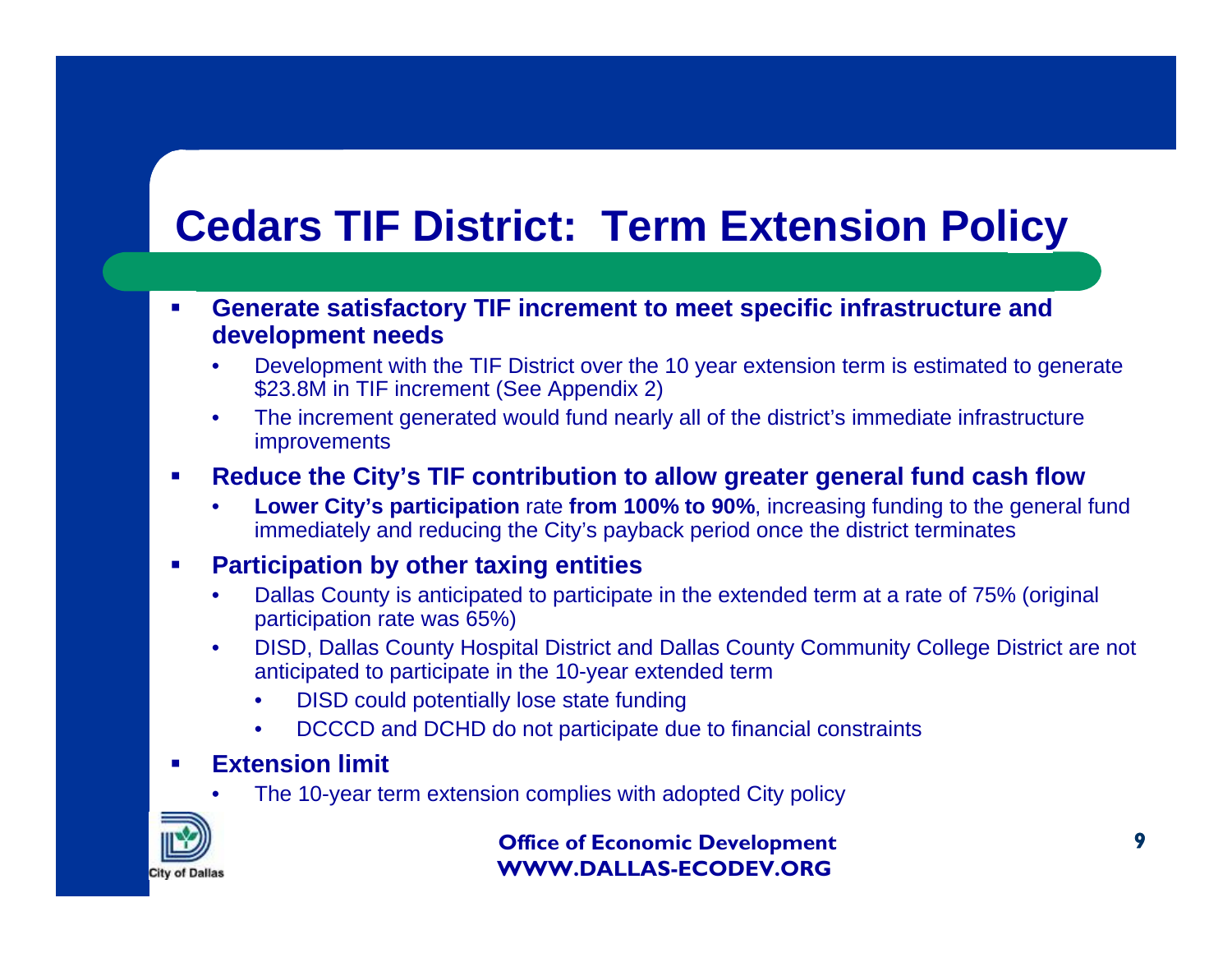# Cedars TIF District: Term Extension Policy

- **Generate satisfactory TIF increment to meet specific infrastructure and development needs**
  - Development with the TIF District over the 10 year extension term is estimated to generate $23.8M in TIF increment (See Appendix 2)
  - The increment generated would fund nearly all of the district's immediate infrastructure improvements
- **Reduce the City's TIF contribution to allow greater general fund cash flow**
  - **Lower City's participation** rate **from 100% to 90%**, increasing funding to the general fund immediately and reducing the City's payback period once the district terminates
- **Participation by other taxing entities**
  - Dallas County is anticipated to participate in the extended term at a rate of 75% (original participation rate was 65%)
  - DISD, Dallas County Hospital District and Dallas County Community College District are not anticipated to participate in the 10-year extended term
    - DISD could potentially lose state funding
    - DCCCD and DCHD do not participate due to financial constraints
- **Extension limit**
  - The 10-year term extension complies with adopted City policy

City of Dallas

**Office of Economic Development**
**WWW.DALLAS-ECODEV.ORG**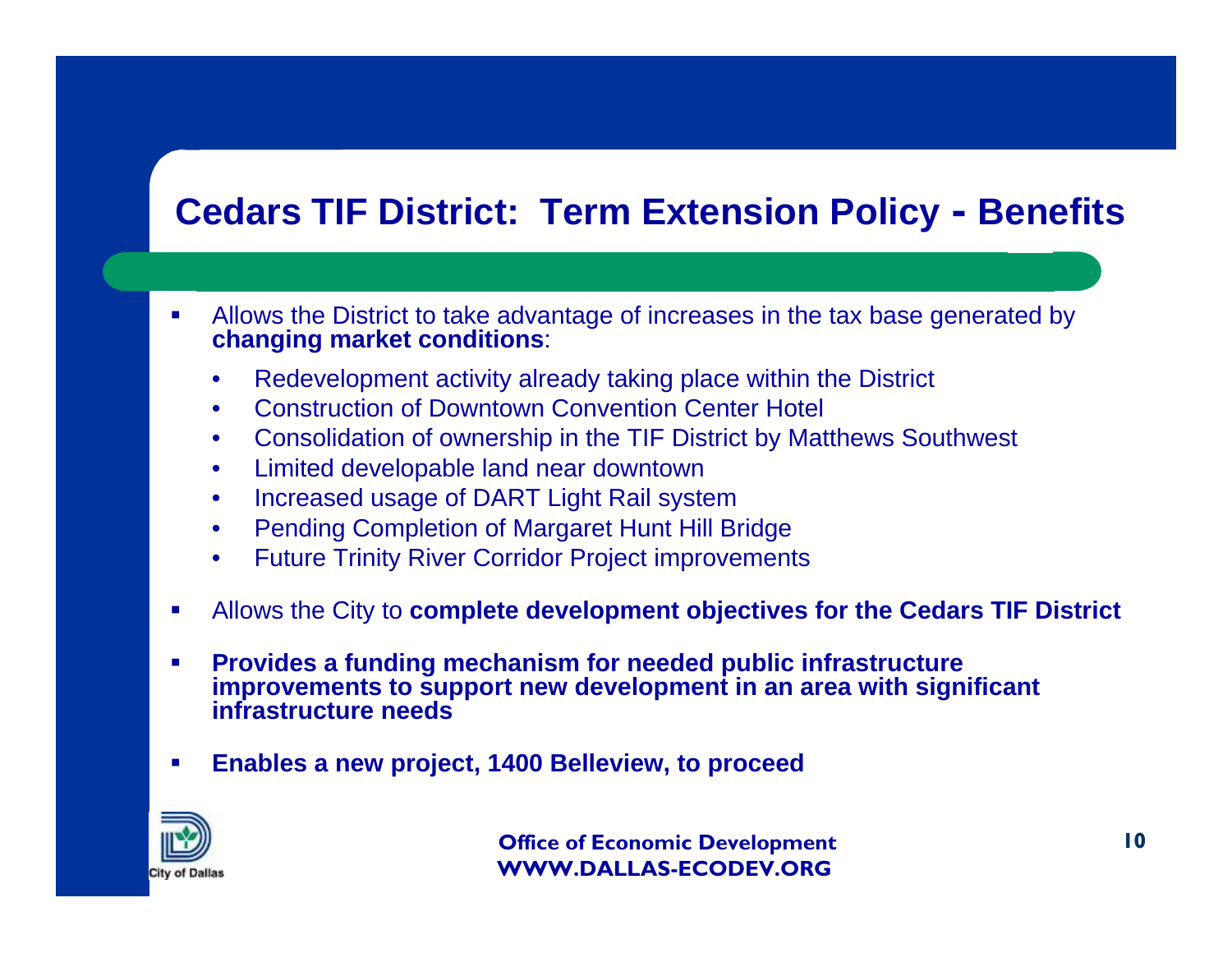# Cedars TIF District: Term Extension Policy - Benefits

- Allows the District to take advantage of increases in the tax base generated by **changing market conditions**:
  - Redevelopment activity already taking place within the District
  - Construction of Downtown Convention Center Hotel
  - Consolidation of ownership in the TIF District by Matthews Southwest
  - Limited developable land near downtown
  - Increased usage of DART Light Rail system
  - Pending Completion of Margaret Hunt Hill Bridge
  - Future Trinity River Corridor Project improvements
- Allows the City to **complete development objectives for the Cedars TIF District**
- **Provides a funding mechanism for needed public infrastructure improvements to support new development in an area with significant infrastructure needs**
- **Enables a new project, 1400 Belleview, to proceed**

**Office of Economic Development**
**WWW.DALLAS-ECODEV.ORG**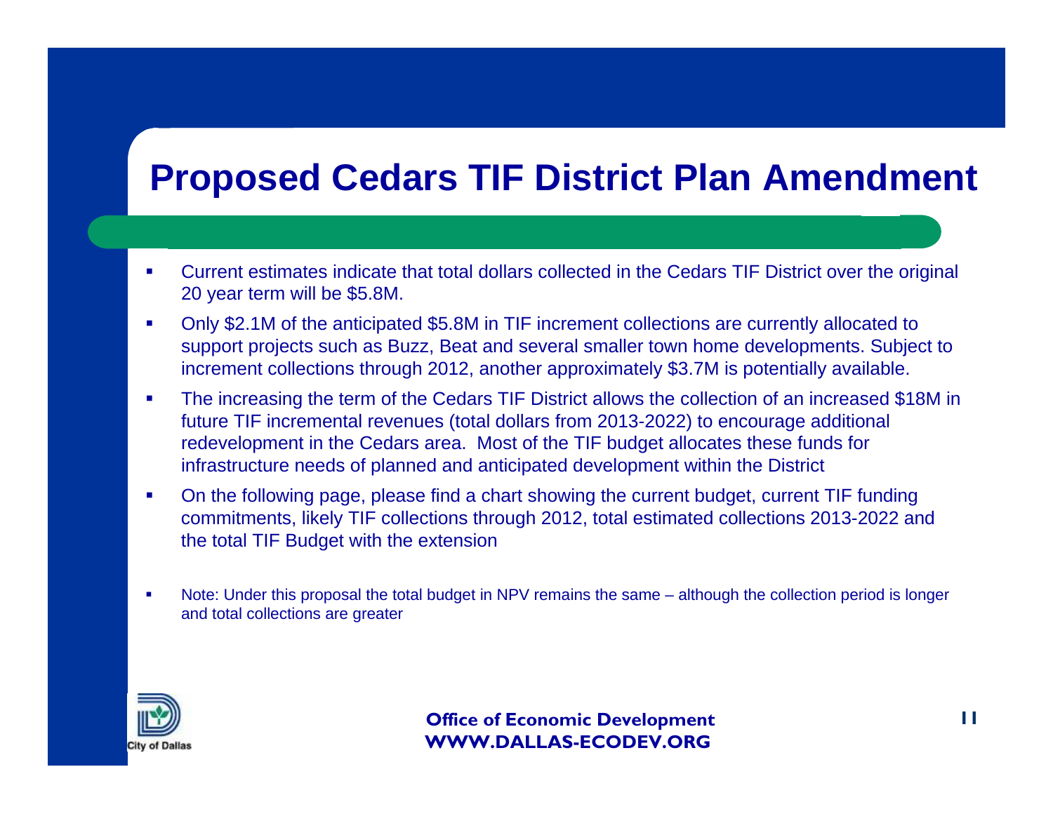# Proposed Cedars TIF District Plan Amendment

- Current estimates indicate that total dollars collected in the Cedars TIF District over the original 20 year term will be $5.8M.
- Only $2.1M of the anticipated $5.8M in TIF increment collections are currently allocated to support projects such as Buzz, Beat and several smaller town home developments. Subject to increment collections through 2012, another approximately $3.7M is potentially available.
- The increasing the term of the Cedars TIF District allows the collection of an increased $18M in future TIF incremental revenues (total dollars from 2013-2022) to encourage additional redevelopment in the Cedars area. Most of the TIF budget allocates these funds for infrastructure needs of planned and anticipated development within the District
- On the following page, please find a chart showing the current budget, current TIF funding commitments, likely TIF collections through 2012, total estimated collections 2013-2022 and the total TIF Budget with the extension
- Note: Under this proposal the total budget in NPV remains the same – although the collection period is longer and total collections are greater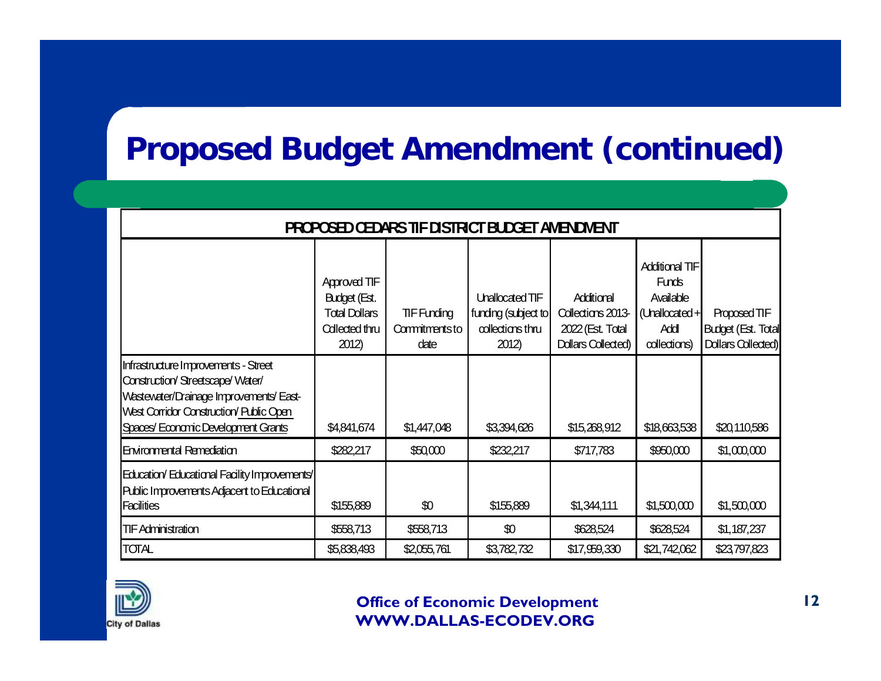# Proposed Budget Amendment (continued)

| PROPOSED CEDARS TIF DISTRICT BUDGET AMENDMENT | | | | | | |
|---|---|---|---|---|---|---|
| | Approved TIF Budget (Est. Total Dollars Collected thru 2012) | TIF Funding Commitments to date | Unallocated TIF funding (subject to collections thru 2012) | Additional Collections 2013-2022 (Est. Total Dollars Collected) | Additional TIF Funds Available (Unallocated + Addl collections) | Proposed TIF Budget (Est. Total Dollars Collected) |
| Infrastructure Improvements - Street Construction/ Streetscape/ Water/ Wastewater/Drainage Improvements/ East-West Corridor Construction/ Public Open Spaces/ Economic Development Grants | $4,841,674 | $1,447,048 | $3,394,626 | $15,268,912 | $18,663,538 | $20,110,586 |
| Environmental Remediation | $282,217 | $50,000 | $232,217 | $717,783 | $950,000 | $1,000,000 |
| Education/ Educational Facility Improvements/ Public Improvements Adjacent to Educational Facilities | $155,889 | $0 | $155,889 | $1,344,111 | $1,500,000 | $1,500,000 |
| TIF Administration | $558,713 | $558,713 | $0 | $628,524 | $628,524 | $1,187,237 |
| TOTAL | $5,838,493 | $2,055,761 | $3,782,732 | $17,959,330 | $21,742,062 | $23,797,823 |

City of Dallas

**Office of Economic Development**
**WWW.DALLAS-ECODEV.ORG**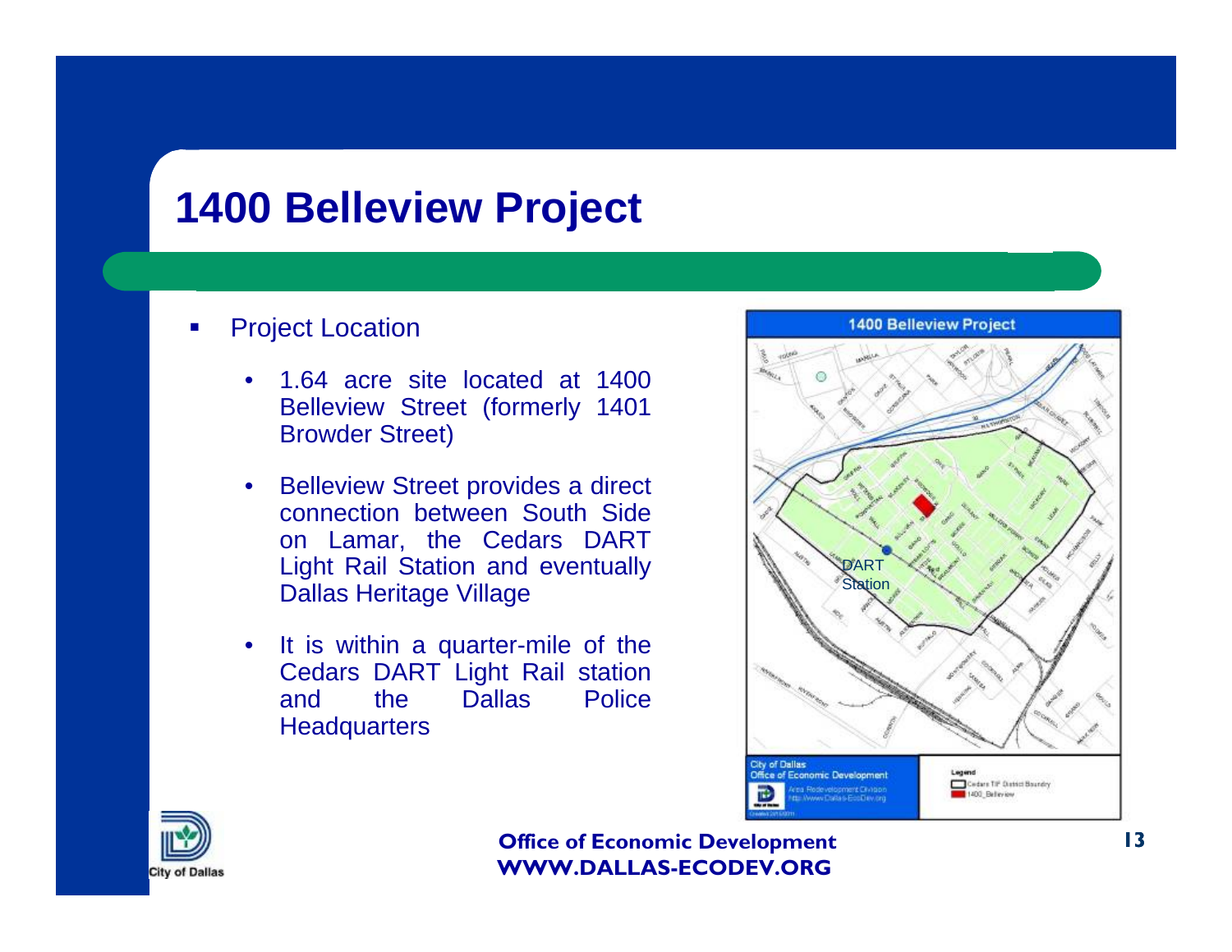# 1400 Belleview Project

- Project Location
  - 1.64 acre site located at 1400 Belleview Street (formerly 1401 Browder Street)
  - Belleview Street provides a direct connection between South Side on Lamar, the Cedars DART Light Rail Station and eventually Dallas Heritage Village
  - It is within a quarter-mile of the Cedars DART Light Rail station and the Dallas Police Headquarters

**Office of Economic Development**
**WWW.DALLAS-ECODEV.ORG**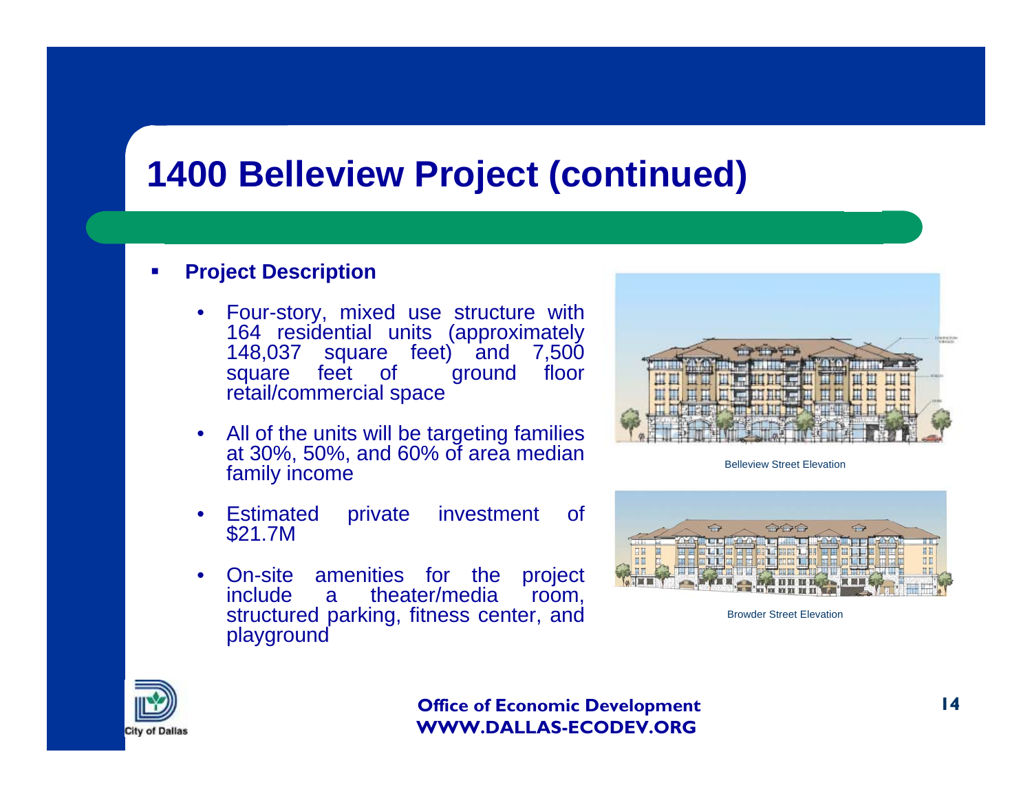# 1400 Belleview Project (continued)

- **Project Description**
  - Four-story, mixed use structure with 164 residential units (approximately 148,037 square feet) and 7,500 square feet of ground floor retail/commercial space
  - All of the units will be targeting families at 30%, 50%, and 60% of area median family income
  - Estimated private investment of $21.7M
  - On-site amenities for the project include a theater/media room, structured parking, fitness center, and playground

Belleview Street Elevation

Browder Street Elevation

**Office of Economic Development**
**WWW.DALLAS-ECODEV.ORG**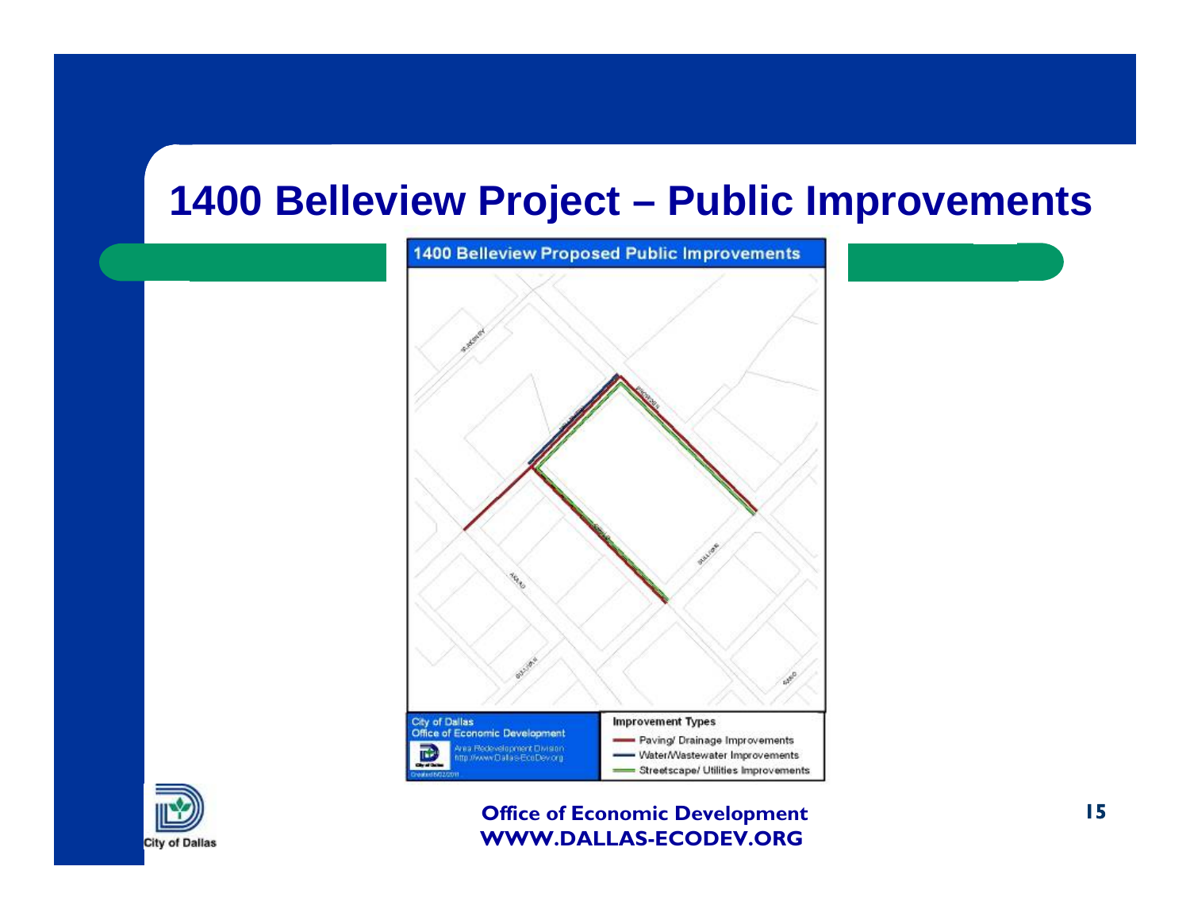# 1400 Belleview Project – Public Improvements

**1400 Belleview Proposed Public Improvements**

City of Dallas
Office of Economic Development
Area Redevelopment Division
http://www.Dallas-EcoDev.org

**Improvement Types**

- Paving/ Drainage Improvements
- Water/Wastewater Improvements
- Streetscape/ Utilities Improvements

**Office of Economic Development**
**WWW.DALLAS-ECODEV.ORG**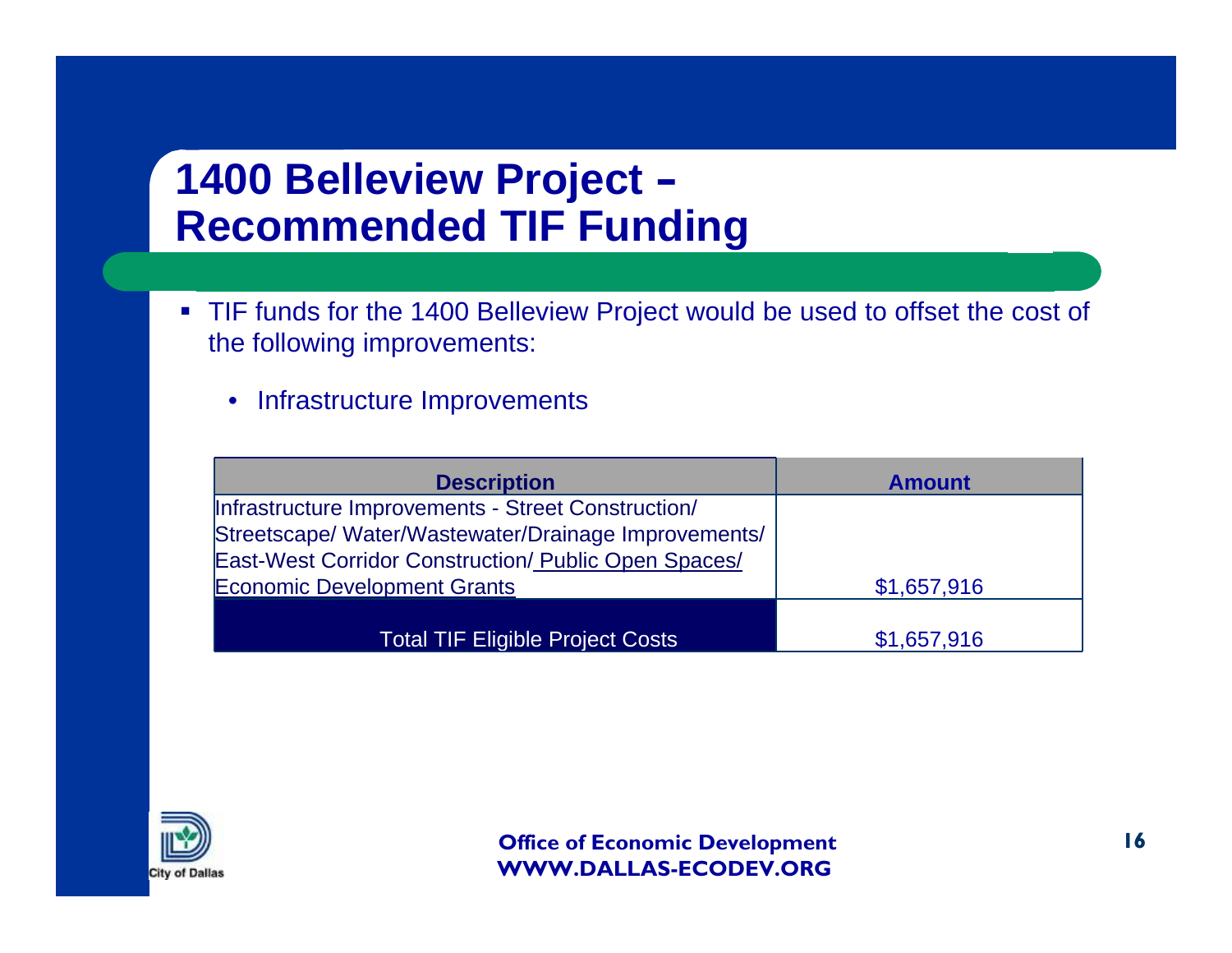# 1400 Belleview Project – Recommended TIF Funding

- TIF funds for the 1400 Belleview Project would be used to offset the cost of the following improvements:
  - Infrastructure Improvements

| Description | Amount |
|---|---|
| Infrastructure Improvements - Street Construction/ Streetscape/ Water/Wastewater/Drainage Improvements/ East-West Corridor Construction/ Public Open Spaces/ Economic Development Grants | $1,657,916 |
| Total TIF Eligible Project Costs | $1,657,916 |

Office of Economic Development
WWW.DALLAS-ECODEV.ORG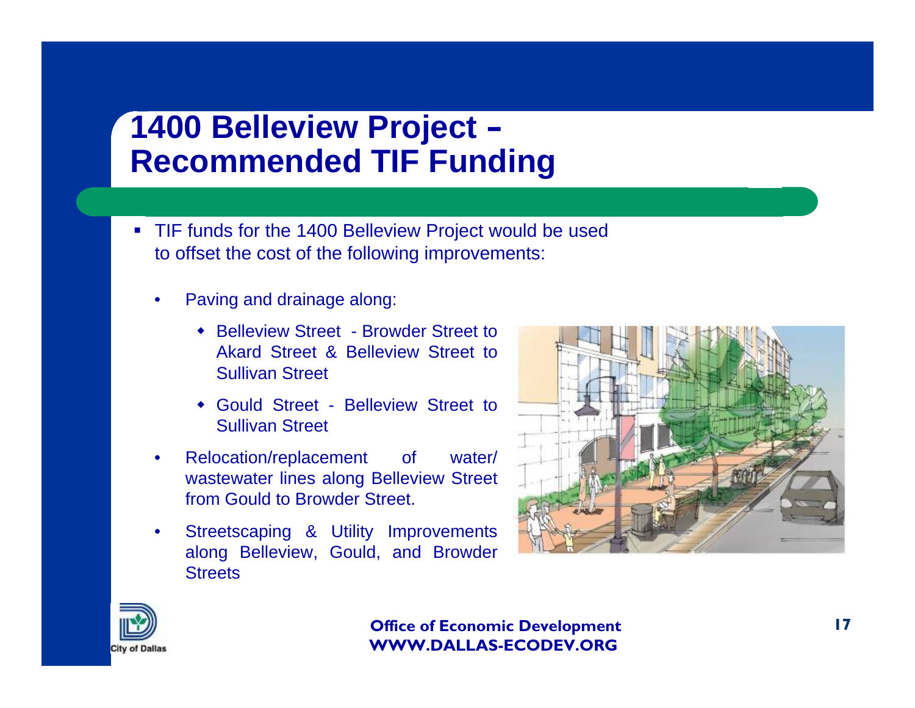# 1400 Belleview Project – Recommended TIF Funding

- TIF funds for the 1400 Belleview Project would be used to offset the cost of the following improvements:
  - Paving and drainage along:
    - Belleview Street - Browder Street to Akard Street & Belleview Street to Sullivan Street
    - Gould Street - Belleview Street to Sullivan Street
  - Relocation/replacement of water/ wastewater lines along Belleview Street from Gould to Browder Street.
  - Streetscaping & Utility Improvements along Belleview, Gould, and Browder Streets

**Office of Economic Development**
**WWW.DALLAS-ECODEV.ORG**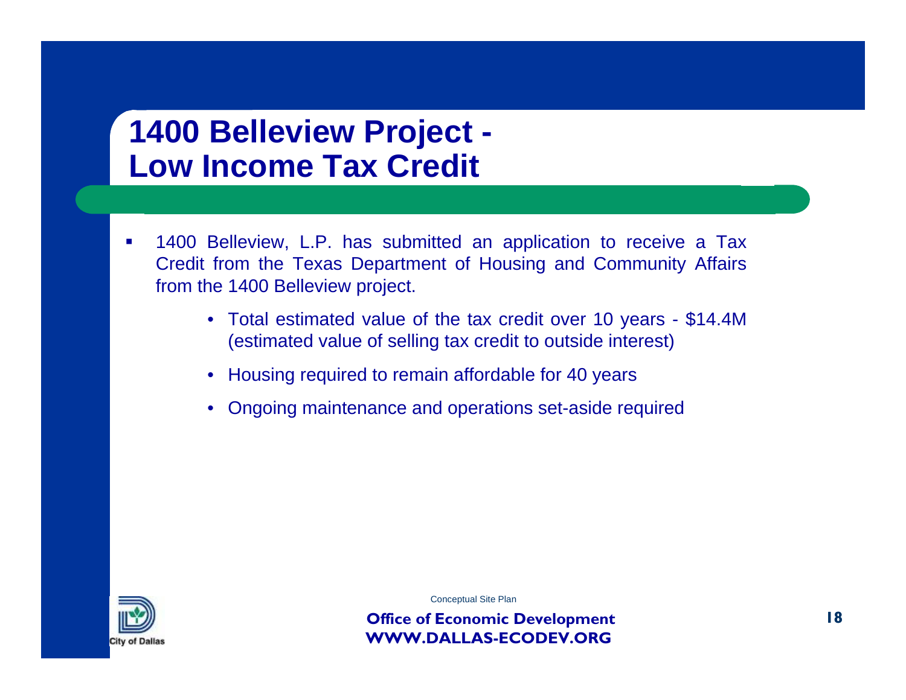# 1400 Belleview Project - Low Income Tax Credit

- 1400 Belleview, L.P. has submitted an application to receive a Tax Credit from the Texas Department of Housing and Community Affairs from the 1400 Belleview project.
    - Total estimated value of the tax credit over 10 years - $14.4M (estimated value of selling tax credit to outside interest)
    - Housing required to remain affordable for 40 years
    - Ongoing maintenance and operations set-aside required

Conceptual Site Plan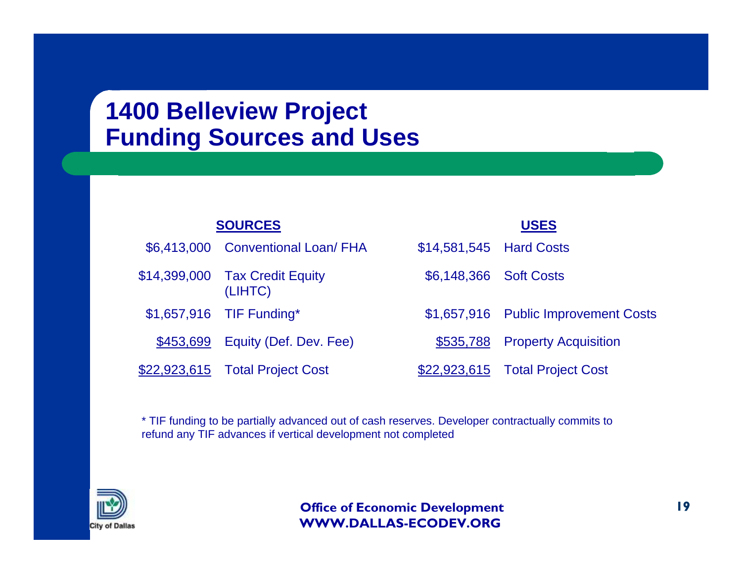# 1400 Belleview Project Funding Sources and Uses

| SOURCES | | USES | |
|---|---|---|---|
| $6,413,000 | Conventional Loan/ FHA | $14,581,545 | Hard Costs |
| $14,399,000 | Tax Credit Equity (LIHTC) | $6,148,366 | Soft Costs |
| $1,657,916 | TIF Funding* | $1,657,916 | Public Improvement Costs |
| $453,699 | Equity (Def. Dev. Fee) | $535,788 | Property Acquisition |
| $22,923,615 | Total Project Cost | $22,923,615 | Total Project Cost |

* TIF funding to be partially advanced out of cash reserves. Developer contractually commits to refund any TIF advances if vertical development not completed

City of Dallas

**Office of Economic Development**
**WWW.DALLAS-ECODEV.ORG**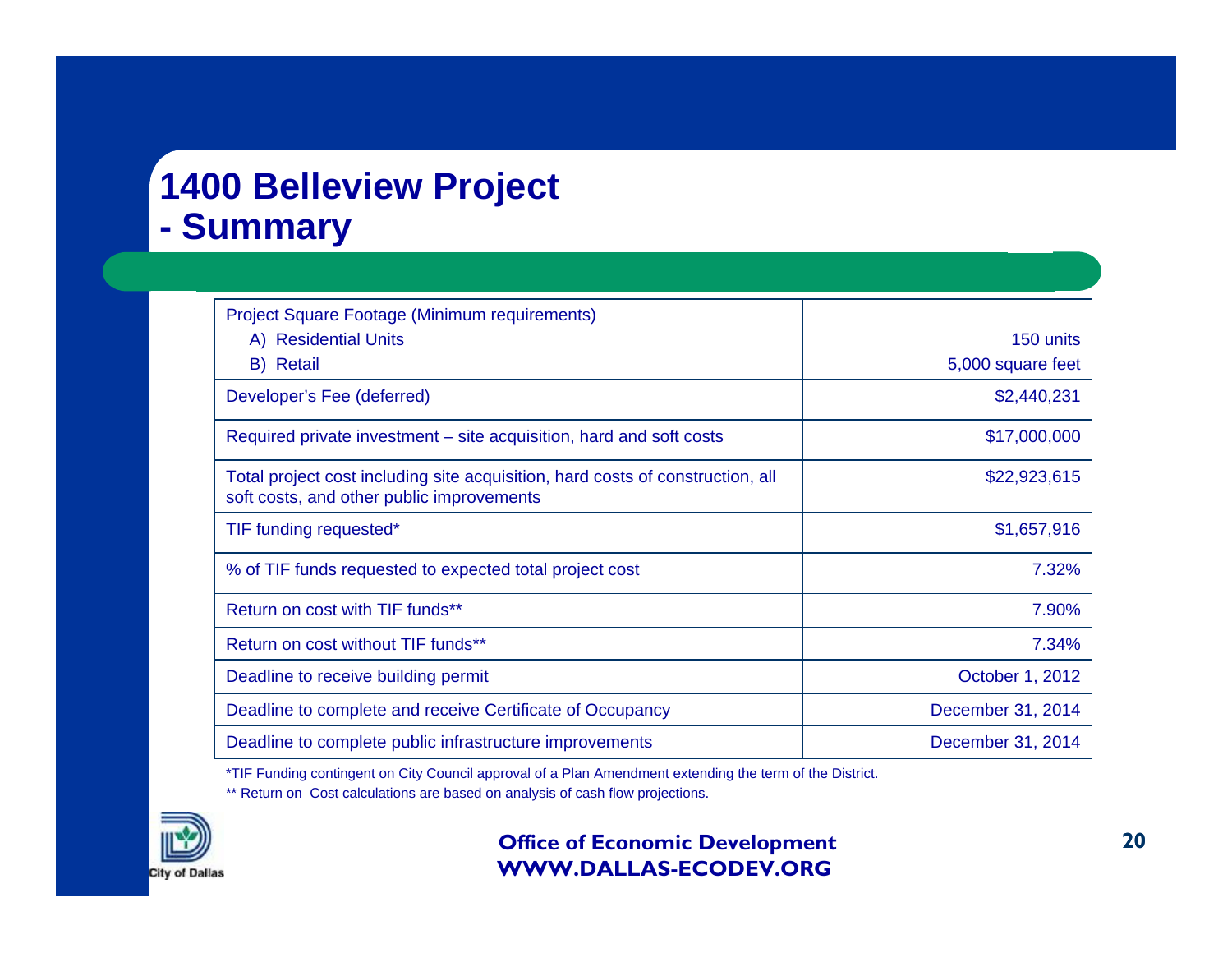# 1400 Belleview Project - Summary

| | |
|---|---|
| Project Square Footage (Minimum requirements)<br>A) Residential Units<br>B) Retail | <br>150 units<br>5,000 square feet |
| Developer's Fee (deferred) | $2,440,231 |
| Required private investment – site acquisition, hard and soft costs | $17,000,000 |
| Total project cost including site acquisition, hard costs of construction, all soft costs, and other public improvements | $22,923,615 |
| TIF funding requested* | $1,657,916 |
| % of TIF funds requested to expected total project cost | 7.32% |
| Return on cost with TIF funds** | 7.90% |
| Return on cost without TIF funds** | 7.34% |
| Deadline to receive building permit | October 1, 2012 |
| Deadline to complete and receive Certificate of Occupancy | December 31, 2014 |
| Deadline to complete public infrastructure improvements | December 31, 2014 |

*TIF Funding contingent on City Council approval of a Plan Amendment extending the term of the District.

** Return on Cost calculations are based on analysis of cash flow projections.

City of Dallas

**Office of Economic Development**
**WWW.DALLAS-ECODEV.ORG**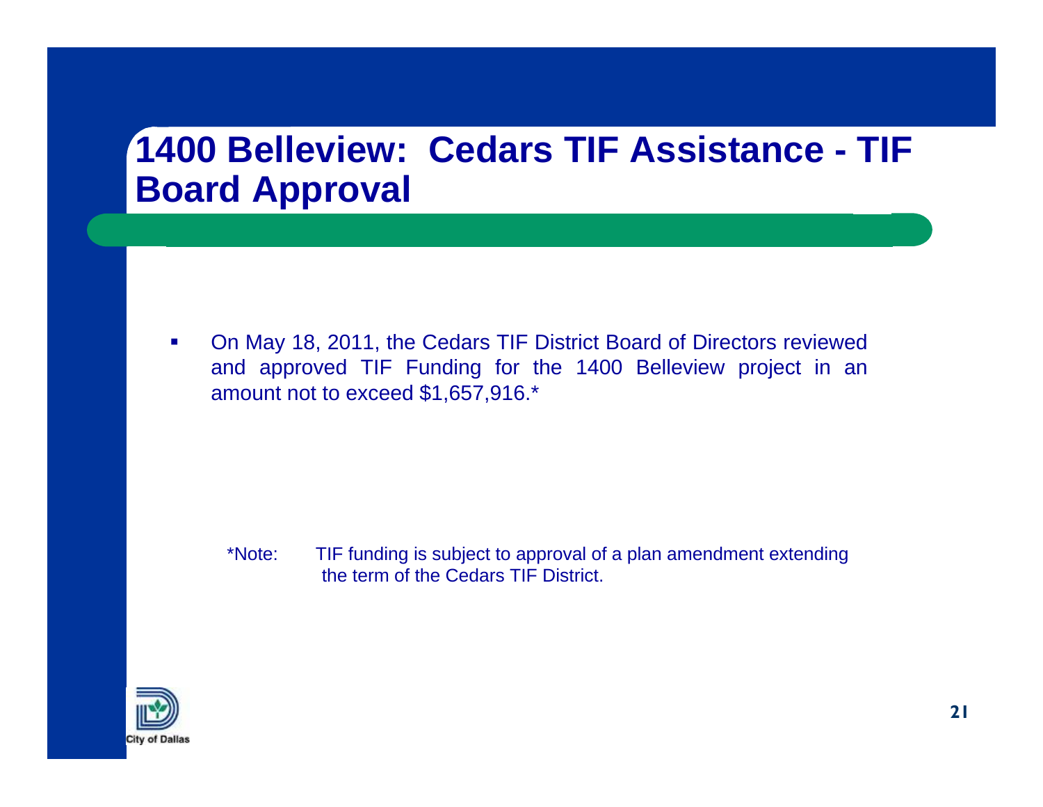# 1400 Belleview: Cedars TIF Assistance - TIF Board Approval

- On May 18, 2011, the Cedars TIF District Board of Directors reviewed and approved TIF Funding for the 1400 Belleview project in an amount not to exceed $1,657,916.*

*Note: TIF funding is subject to approval of a plan amendment extending the term of the Cedars TIF District.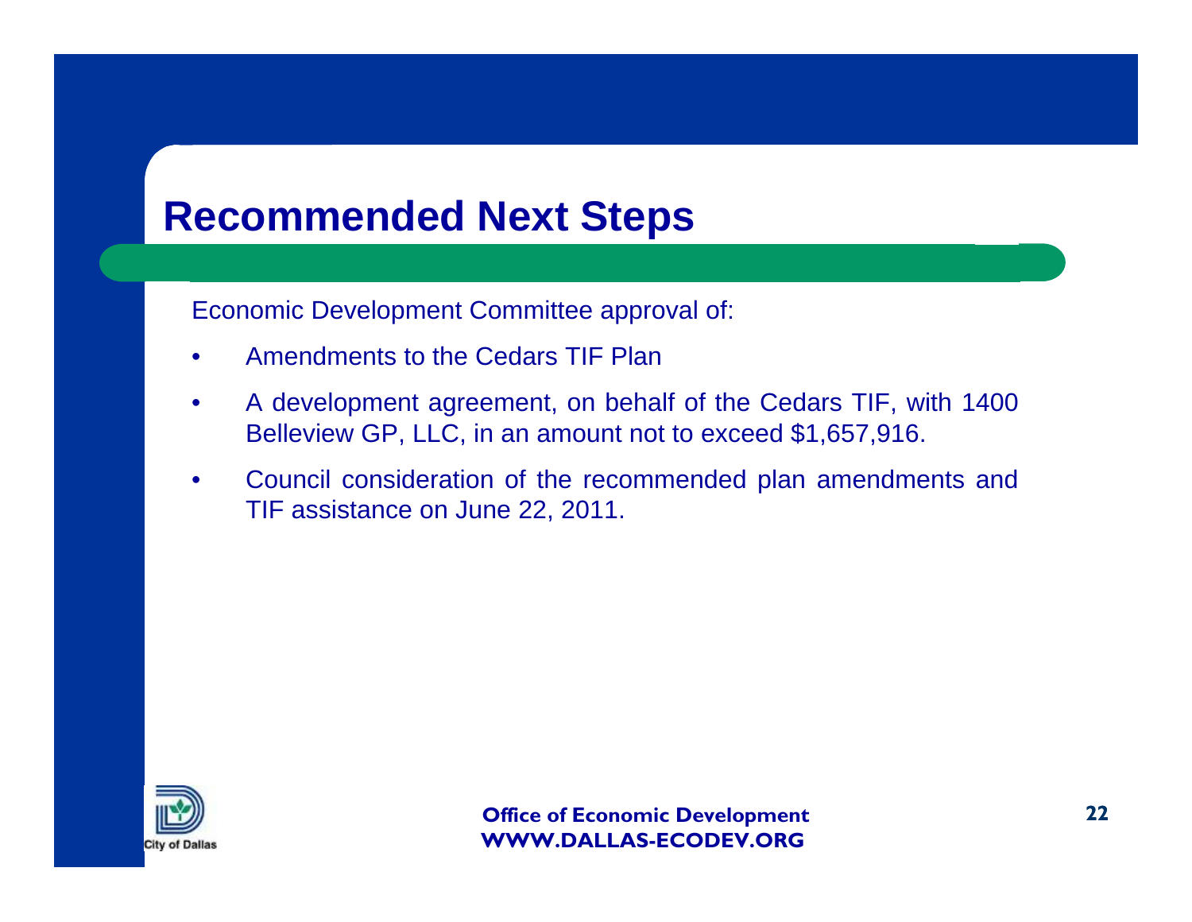# Recommended Next Steps

Economic Development Committee approval of:

- Amendments to the Cedars TIF Plan
- A development agreement, on behalf of the Cedars TIF, with 1400 Belleview GP, LLC, in an amount not to exceed $1,657,916.
- Council consideration of the recommended plan amendments and TIF assistance on June 22, 2011.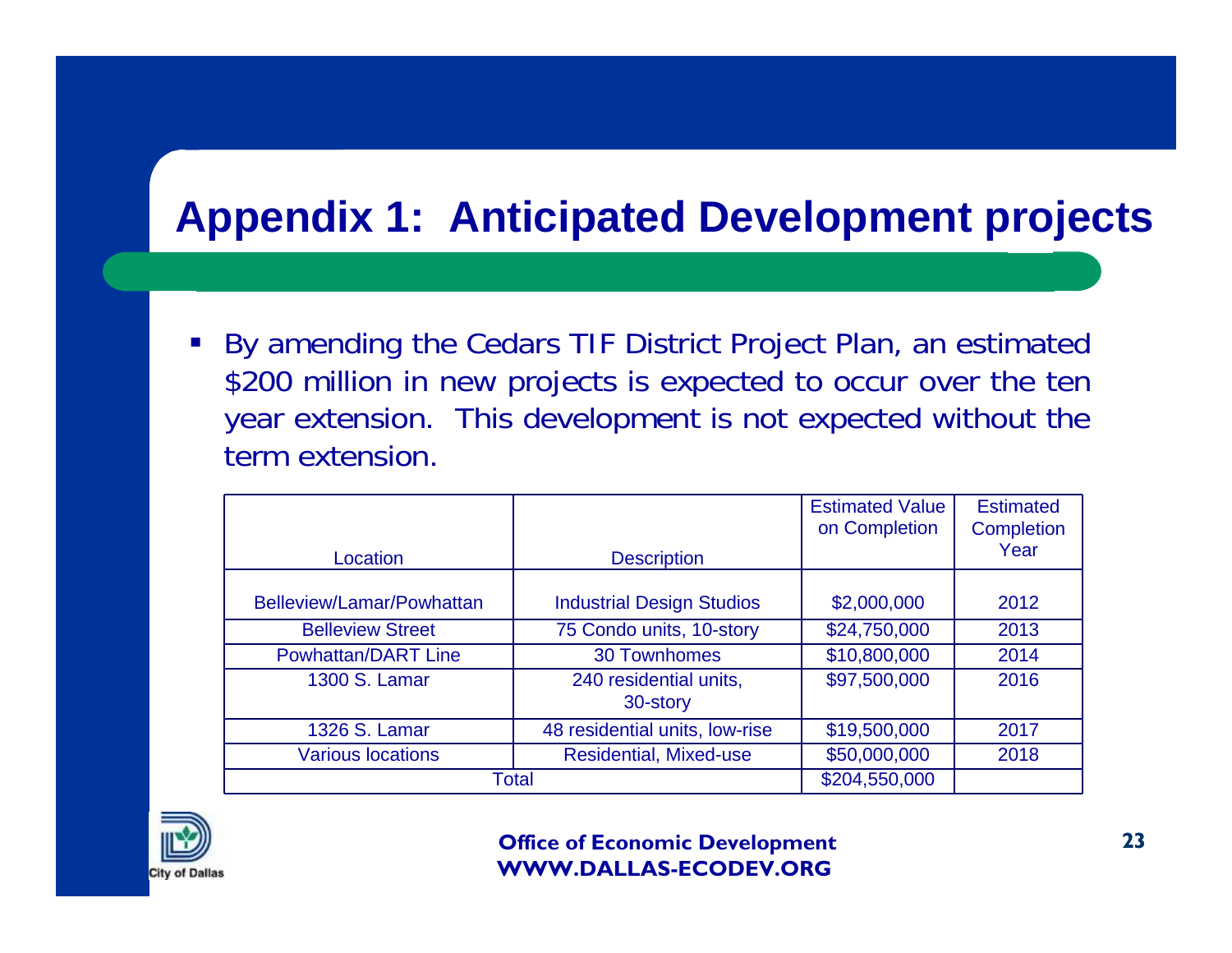# Appendix 1: Anticipated Development projects

- By amending the Cedars TIF District Project Plan, an estimated $200 million in new projects is expected to occur over the ten year extension. This development is not expected without the term extension.

| Location | Description | Estimated Value on Completion | Estimated Completion Year |
|---|---|---|---|
| Belleview/Lamar/Powhattan | Industrial Design Studios | $2,000,000 | 2012 |
| Belleview Street | 75 Condo units, 10-story | $24,750,000 | 2013 |
| Powhattan/DART Line | 30 Townhomes | $10,800,000 | 2014 |
| 1300 S. Lamar | 240 residential units, 30-story | $97,500,000 | 2016 |
| 1326 S. Lamar | 48 residential units, low-rise | $19,500,000 | 2017 |
| Various locations | Residential, Mixed-use | $50,000,000 | 2018 |
| Total | | $204,550,000 | |

**Office of Economic Development**
**WWW.DALLAS-ECODEV.ORG**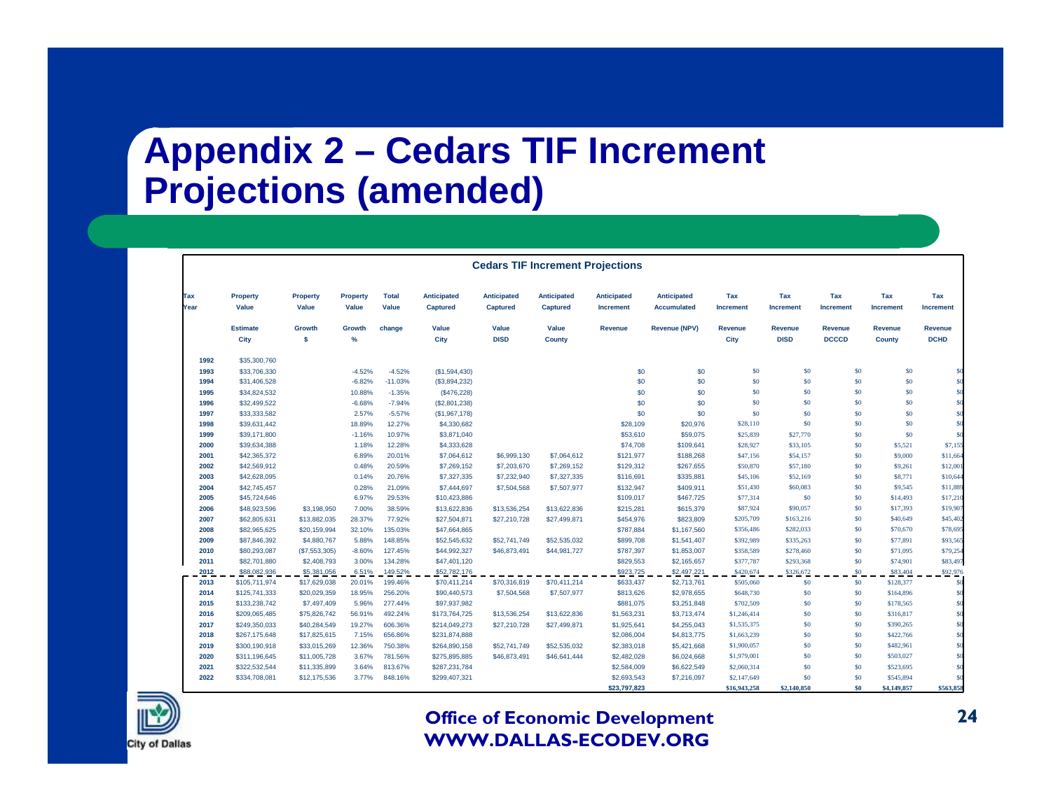# Appendix 2 – Cedars TIF Increment Projections (amended)

**Cedars TIF Increment Projections**

| Tax Year | Property Value Estimate City | Property Value Growth $ | Property Value Growth % | Total Value change | Anticipated Captured Value City | Anticipated Captured Value DISD | Anticipated Captured Value County | Anticipated Increment Revenue | Anticipated Accumulated Revenue (NPV) | Tax Increment Revenue City | Tax Increment Revenue DISD | Tax Increment Revenue DCCCD | Tax Increment Revenue County | Tax Increment Revenue DCHD |
|---|---|---|---|---|---|---|---|---|---|---|---|---|---|---|
| 1992 | $35,300,760 | | | | | | | | | | | | | |
| 1993 | $33,706,330 | | -4.52% | -4.52% | ($1,594,430) | | | $0 | $0 | $0 | $0 | $0 | $0 | $0 |
| 1994 | $31,406,528 | | -6.82% | -11.03% | ($3,894,232) | | | $0 | $0 | $0 | $0 | $0 | $0 | $0 |
| 1995 | $34,824,532 | | 10.88% | -1.35% | ($476,228) | | | $0 | $0 | $0 | $0 | $0 | $0 | $0 |
| 1996 | $32,499,522 | | -6.68% | -7.94% | ($2,801,238) | | | $0 | $0 | $0 | $0 | $0 | $0 | $0 |
| 1997 | $33,333,582 | | 2.57% | -5.57% | ($1,967,178) | | | $0 | $0 | $0 | $0 | $0 | $0 | $0 |
| 1998 | $39,631,442 | | 18.89% | 12.27% | $4,330,682 | | | $28,109 | $20,976 | $28,110 | $0 | $0 | $0 | $0 |
| 1999 | $39,171,800 | | -1.16% | 10.97% | $3,871,040 | | | $53,610 | $59,075 | $25,839 | $27,770 | $0 | $0 | $0 |
| 2000 | $39,634,388 | | 1.18% | 12.28% | $4,333,628 | | | $74,708 | $109,641 | $28,927 | $33,105 | $0 | $5,521 | $7,155 |
| 2001 | $42,365,372 | | 6.89% | 20.01% | $7,064,612 | $6,999,130 | $7,064,612 | $121,977 | $188,268 | $47,156 | $54,157 | $0 | $9,000 | $11,664 |
| 2002 | $42,569,912 | | 0.48% | 20.59% | $7,269,152 | $7,203,670 | $7,269,152 | $129,312 | $267,655 | $50,870 | $57,180 | $0 | $9,261 | $12,001 |
| 2003 | $42,628,095 | | 0.14% | 20.76% | $7,327,335 | $7,232,940 | $7,327,335 | $116,691 | $335,881 | $45,106 | $52,169 | $0 | $8,771 | $10,644 |
| 2004 | $42,745,457 | | 0.28% | 21.09% | $7,444,697 | $7,504,568 | $7,507,977 | $132,947 | $409,911 | $51,430 | $60,083 | $0 | $9,545 | $11,889 |
| 2005 | $45,724,646 | | 6.97% | 29.53% | $10,423,886 | | | $109,017 | $467,725 | $77,314 | $0 | $0 | $14,493 | $17,210 |
| 2006 | $48,923,596 | $3,198,950 | 7.00% | 38.59% | $13,622,836 | $13,536,254 | $13,622,836 | $215,281 | $615,379 | $87,924 | $90,057 | $0 | $17,393 | $19,907 |
| 2007 | $62,805,631 | $13,882,035 | 28.37% | 77.92% | $27,504,871 | $27,210,728 | $27,499,871 | $454,976 | $823,809 | $205,709 | $163,216 | $0 | $40,649 | $45,402 |
| 2008 | $82,965,625 | $20,159,994 | 32.10% | 135.03% | $47,664,865 | | | $787,884 | $1,167,560 | $356,486 | $282,033 | $0 | $70,670 | $78,695 |
| 2009 | $87,846,392 | $4,880,767 | 5.88% | 148.85% | $52,545,632 | $52,741,749 | $52,535,032 | $899,708 | $1,541,407 | $392,989 | $335,263 | $0 | $77,891 | $93,565 |
| 2010 | $80,293,087 | ($7,553,305) | -8.60% | 127.45% | $44,992,327 | $46,873,491 | $44,981,727 | $787,397 | $1,853,007 | $358,589 | $278,460 | $0 | $71,095 | $79,254 |
| 2011 | $82,701,880 | $2,408,793 | 3.00% | 134.28% | $47,401,120 | | | $829,553 | $2,165,657 | $377,787 | $293,368 | $0 | $74,901 | $83,497 |
| 2012 | $88,082,936 | $5,381,056 | 6.51% | 149.52% | $52,782,176 | | | $923,725 | $2,497,221 | $420,674 | $326,672 | $0 | $83,404 | $92,976 |
| 2013 | $105,711,974 | $17,629,038 | 20.01% | 199.46% | $70,411,214 | $70,316,819 | $70,411,214 | $633,437 | $2,713,761 | $505,060 | $0 | $0 | $128,377 | $0 |
| 2014 | $125,741,333 | $20,029,359 | 18.95% | 256.20% | $90,440,573 | $7,504,568 | $7,507,977 | $813,626 | $2,978,655 | $648,730 | $0 | $0 | $164,896 | $0 |
| 2015 | $133,238,742 | $7,497,409 | 5.96% | 277.44% | $97,937,982 | | | $881,075 | $3,251,848 | $702,509 | $0 | $0 | $178,565 | $0 |
| 2016 | $209,065,485 | $75,826,742 | 56.91% | 492.24% | $173,764,725 | $13,536,254 | $13,622,836 | $1,563,231 | $3,713,474 | $1,246,414 | $0 | $0 | $316,817 | $0 |
| 2017 | $249,350,033 | $40,284,549 | 19.27% | 606.36% | $214,049,273 | $27,210,728 | $27,499,871 | $1,925,641 | $4,255,043 | $1,535,375 | $0 | $0 | $390,265 | $0 |
| 2018 | $267,175,648 | $17,825,615 | 7.15% | 656.86% | $231,874,888 | | | $2,086,004 | $4,813,775 | $1,663,239 | $0 | $0 | $422,766 | $0 |
| 2019 | $300,190,918 | $33,015,269 | 12.36% | 750.38% | $264,890,158 | $52,741,749 | $52,535,032 | $2,383,018 | $5,421,668 | $1,900,057 | $0 | $0 | $482,961 | $0 |
| 2020 | $311,196,645 | $11,005,728 | 3.67% | 781.56% | $275,895,885 | $46,873,491 | $46,641,444 | $2,482,028 | $6,024,668 | $1,979,001 | $0 | $0 | $503,027 | $0 |
| 2021 | $322,532,544 | $11,335,899 | 3.64% | 813.67% | $287,231,784 | | | $2,584,009 | $6,622,549 | $2,060,314 | $0 | $0 | $523,695 | $0 |
| 2022 | $334,708,081 | $12,175,536 | 3.77% | 848.16% | $299,407,321 | | | $2,693,543 | $7,216,097 | $2,147,649 | $0 | $0 | $545,894 | $0 |
| | | | | | | | | **$23,797,823** | | **$16,943,258** | **$2,140,850** | **$0** | **$4,149,857** | **$563,858** |

**Office of Economic Development**
**WWW.DALLAS-ECODEV.ORG**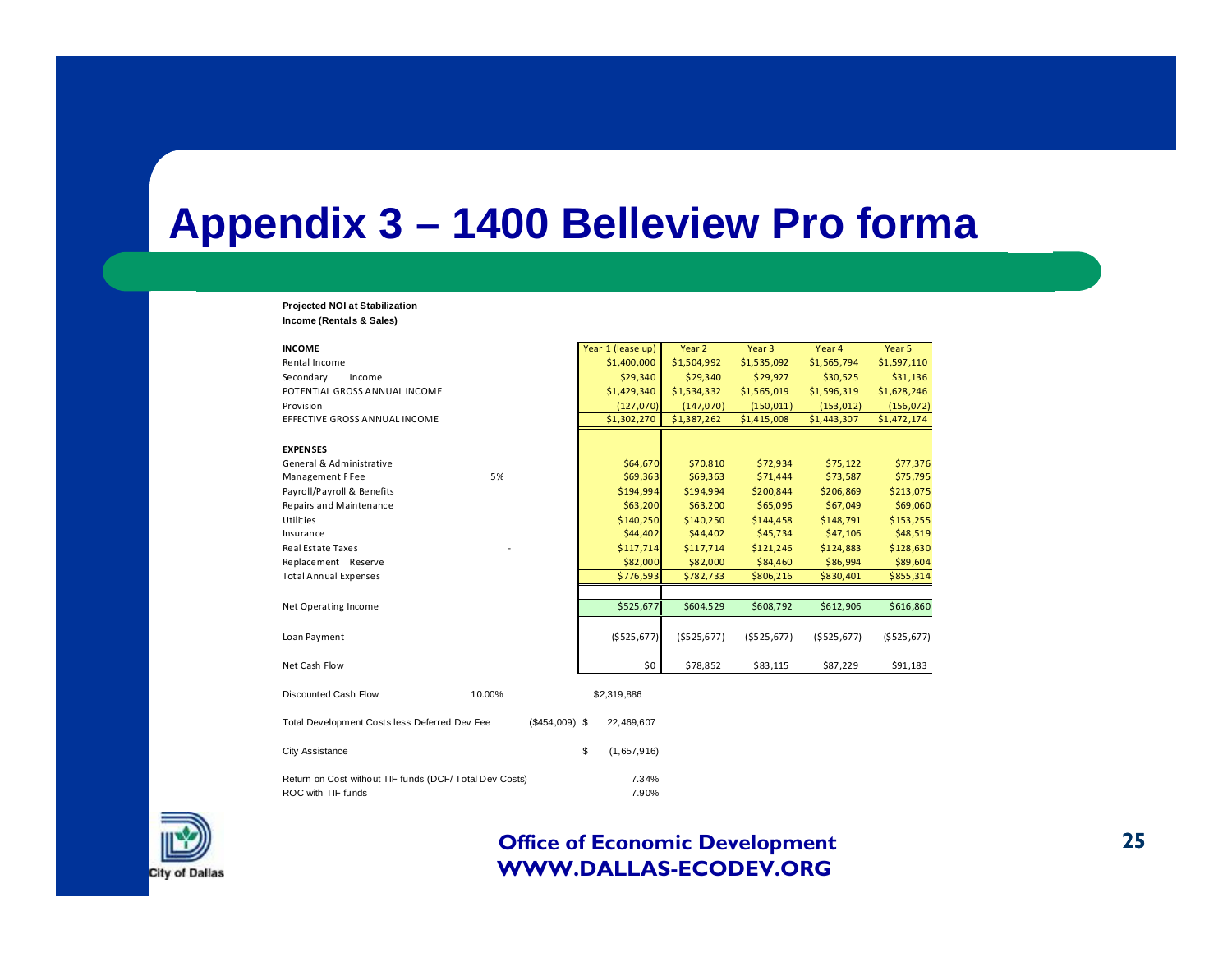# Appendix 3 – 1400 Belleview Pro forma

**Projected NOI at Stabilization**
**Income (Rentals & Sales)**

| INCOME | | Year 1 (lease up) | Year 2 | Year 3 | Year 4 | Year 5 |
|---|---|---|---|---|---|---|
| Rental Income | | $1,400,000 | $1,504,992 | $1,535,092 | $1,565,794 | $1,597,110 |
| Secondary Income | | $29,340 | $29,340 | $29,927 | $30,525 | $31,136 |
| POTENTIAL GROSS ANNUAL INCOME | | $1,429,340 | $1,534,332 | $1,565,019 | $1,596,319 | $1,628,246 |
| Provision | | (127,070) | (147,070) | (150,011) | (153,012) | (156,072) |
| EFFECTIVE GROSS ANNUAL INCOME | | $1,302,270 | $1,387,262 | $1,415,008 | $1,443,307 | $1,472,174 |
| | | | | | | |
| **EXPENSES** | | | | | | |
| General & Administrative | | $64,670 | $70,810 | $72,934 | $75,122 | $77,376 |
| Management F Fee | 5% | $69,363 | $69,363 | $71,444 | $73,587 | $75,795 |
| Payroll/Payroll & Benefits | | $194,994 | $194,994 | $200,844 | $206,869 | $213,075 |
| Repairs and Maintenance | | $63,200 | $63,200 | $65,096 | $67,049 | $69,060 |
| Utilities | | $140,250 | $140,250 | $144,458 | $148,791 | $153,255 |
| Insurance | | $44,402 | $44,402 | $45,734 | $47,106 | $48,519 |
| Real Estate Taxes | - | $117,714 | $117,714 | $121,246 | $124,883 | $128,630 |
| Replacement Reserve | | $82,000 | $82,000 | $84,460 | $86,994 | $89,604 |
| Total Annual Expenses | | $776,593 | $782,733 | $806,216 | $830,401 | $855,314 |
| | | | | | | |
| Net Operating Income | | $525,677 | $604,529 | $608,792 | $612,906 | $616,860 |
| | | | | | | |
| Loan Payment | | ($525,677) | ($525,677) | ($525,677) | ($525,677) | ($525,677) |
| | | | | | | |
| Net Cash Flow | | $0 | $78,852 | $83,115 | $87,229 | $91,183 |

| | | |
|---|---|---|
| Discounted Cash Flow | 10.00% | $2,319,886 |
| Total Development Costs less Deferred Dev Fee | ($454,009) | $ 22,469,607 |
| City Assistance | | $ (1,657,916) |
| Return on Cost without TIF funds (DCF/ Total Dev Costs) | | 7.34% |
| ROC with TIF funds | | 7.90% |

**Office of Economic Development**
**WWW.DALLAS-ECODEV.ORG**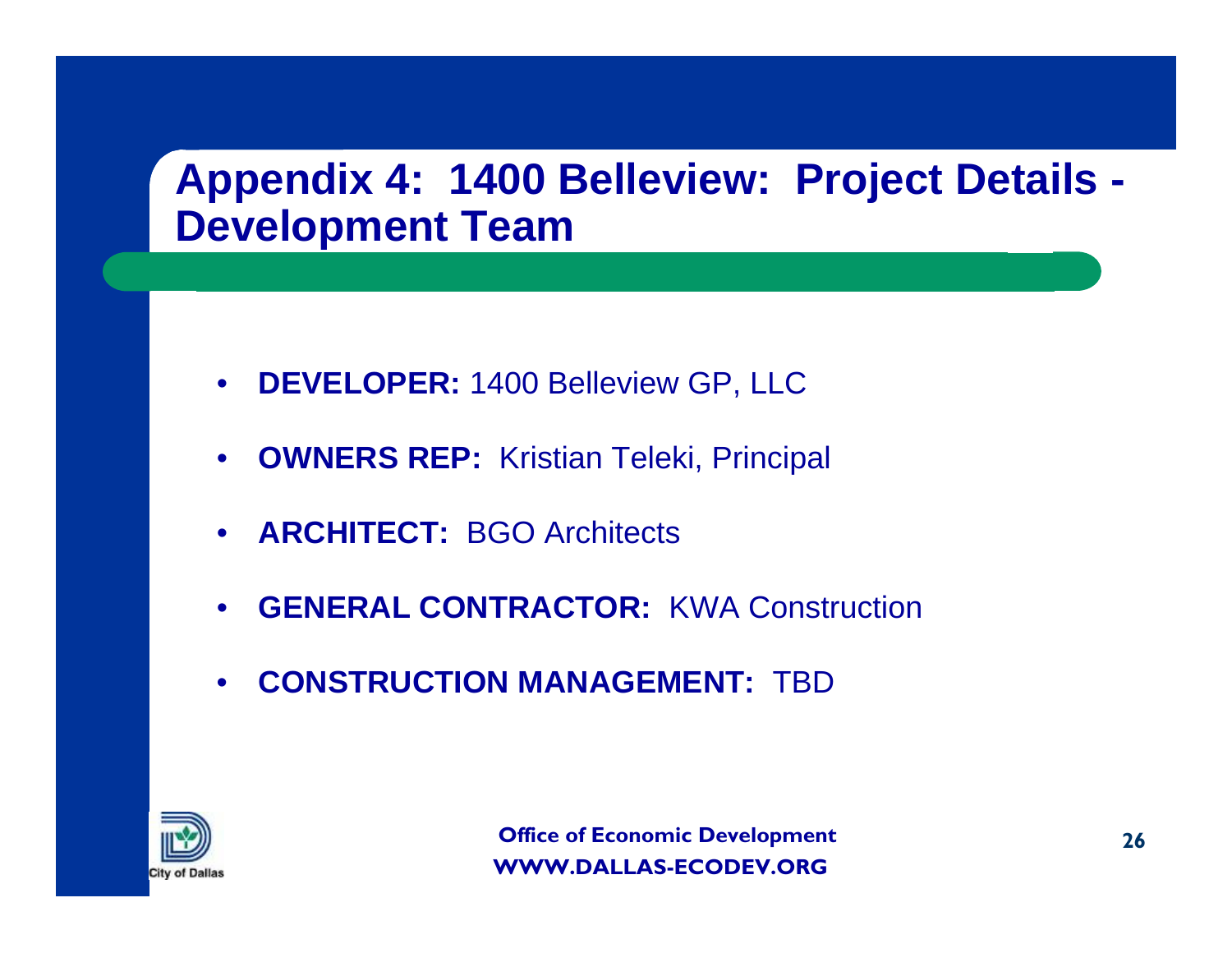# Appendix 4: 1400 Belleview: Project Details - Development Team

- **DEVELOPER:** 1400 Belleview GP, LLC
- **OWNERS REP:** Kristian Teleki, Principal
- **ARCHITECT:** BGO Architects
- **GENERAL CONTRACTOR:** KWA Construction
- **CONSTRUCTION MANAGEMENT:** TBD

**Office of Economic Development**
**WWW.DALLAS-ECODEV.ORG**